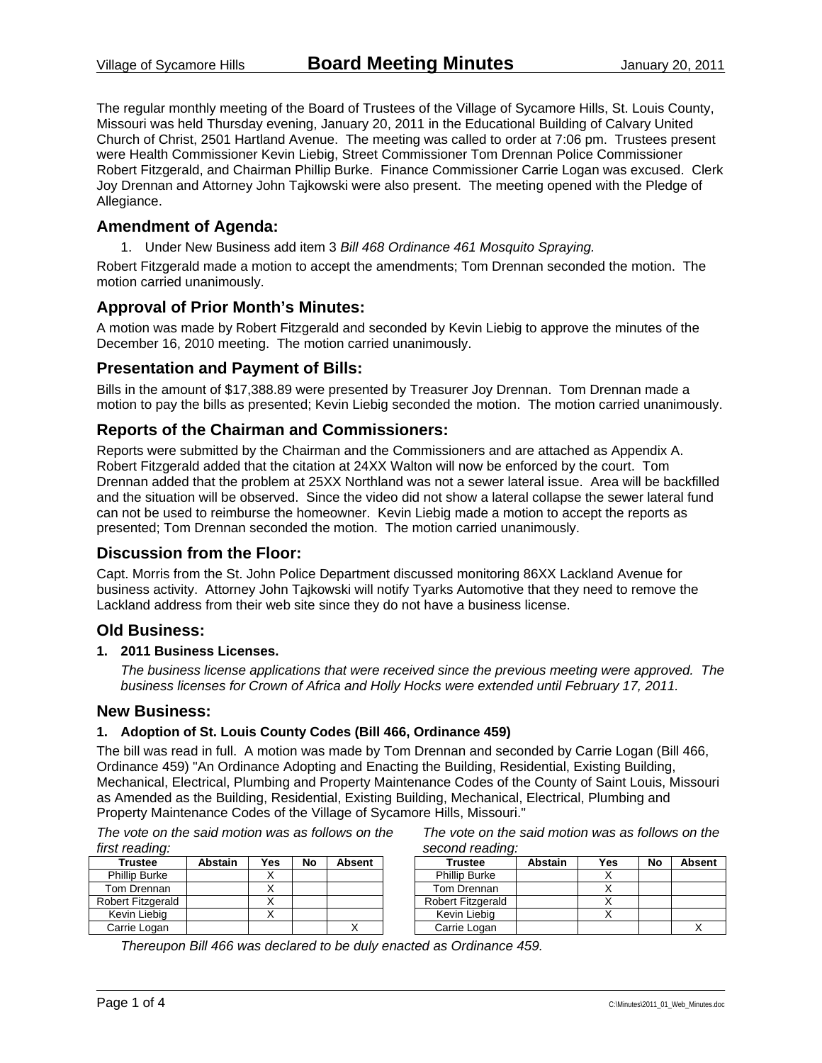# Village of Sycamore Hills — Board Meeting Minutes — January 20, 2011

The regular monthly meeting of the Board of Trustees of the Village of Sycamore Hills, St. Louis County, Missouri was held Thursday evening, January 20, 2011 in the Educational Building of Calvary United Church of Christ, 2501 Hartland Avenue. The meeting was called to order at 7:06 pm. Trustees present were Health Commissioner Kevin Liebig, Street Commissioner Tom Drennan Police Commissioner Robert Fitzgerald, and Chairman Phillip Burke. Finance Commissioner Carrie Logan was excused. Clerk Joy Drennan and Attorney John Tajkowski were also present. The meeting opened with the Pledge of Allegiance.

## Amendment of Agenda:

1. Under New Business add item 3 *Bill 468 Ordinance 461 Mosquito Spraying.*

Robert Fitzgerald made a motion to accept the amendments; Tom Drennan seconded the motion. The motion carried unanimously.

## Approval of Prior Month's Minutes:

A motion was made by Robert Fitzgerald and seconded by Kevin Liebig to approve the minutes of the December 16, 2010 meeting. The motion carried unanimously.

## Presentation and Payment of Bills:

Bills in the amount of $17,388.89 were presented by Treasurer Joy Drennan. Tom Drennan made a motion to pay the bills as presented; Kevin Liebig seconded the motion. The motion carried unanimously.

## Reports of the Chairman and Commissioners:

Reports were submitted by the Chairman and the Commissioners and are attached as Appendix A. Robert Fitzgerald added that the citation at 24XX Walton will now be enforced by the court. Tom Drennan added that the problem at 25XX Northland was not a sewer lateral issue. Area will be backfilled and the situation will be observed. Since the video did not show a lateral collapse the sewer lateral fund can not be used to reimburse the homeowner. Kevin Liebig made a motion to accept the reports as presented; Tom Drennan seconded the motion. The motion carried unanimously.

## Discussion from the Floor:

Capt. Morris from the St. John Police Department discussed monitoring 86XX Lackland Avenue for business activity. Attorney John Tajkowski will notify Tyarks Automotive that they need to remove the Lackland address from their web site since they do not have a business license.

## Old Business:

### 1. 2011 Business Licenses.

*The business license applications that were received since the previous meeting were approved. The business licenses for Crown of Africa and Holly Hocks were extended until February 17, 2011.*

## New Business:

### 1. Adoption of St. Louis County Codes (Bill 466, Ordinance 459)

The bill was read in full. A motion was made by Tom Drennan and seconded by Carrie Logan (Bill 466, Ordinance 459) "An Ordinance Adopting and Enacting the Building, Residential, Existing Building, Mechanical, Electrical, Plumbing and Property Maintenance Codes of the County of Saint Louis, Missouri as Amended as the Building, Residential, Existing Building, Mechanical, Electrical, Plumbing and Property Maintenance Codes of the Village of Sycamore Hills, Missouri."

*The vote on the said motion was as follows on the first reading:*

| Trustee | Abstain | Yes | No | Absent |
|---|---|---|---|---|
| Phillip Burke | | X | | |
| Tom Drennan | | X | | |
| Robert Fitzgerald | | X | | |
| Kevin Liebig | | X | | |
| Carrie Logan | | | | X |

*The vote on the said motion was as follows on the second reading:*

| Trustee | Abstain | Yes | No | Absent |
|---|---|---|---|---|
| Phillip Burke | | X | | |
| Tom Drennan | | X | | |
| Robert Fitzgerald | | X | | |
| Kevin Liebig | | X | | |
| Carrie Logan | | | | X |

*Thereupon Bill 466 was declared to be duly enacted as Ordinance 459.*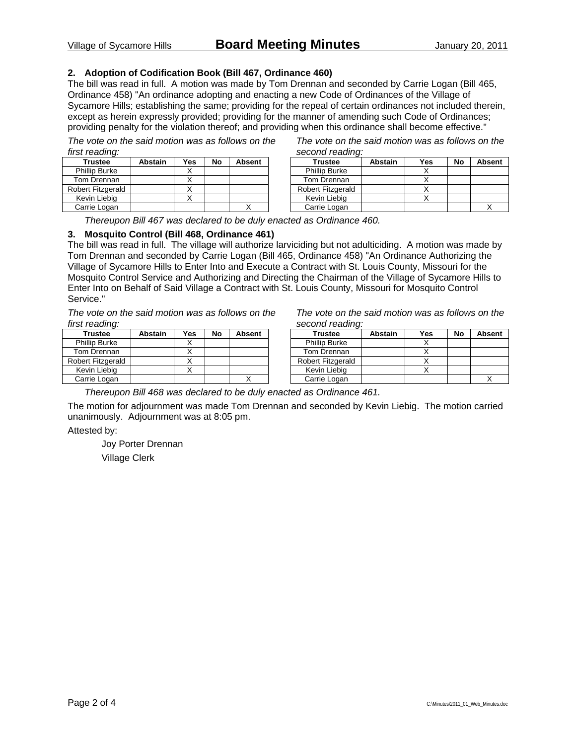### 2. Adoption of Codification Book (Bill 467, Ordinance 460)

The bill was read in full. A motion was made by Tom Drennan and seconded by Carrie Logan (Bill 465, Ordinance 458) "An ordinance adopting and enacting a new Code of Ordinances of the Village of Sycamore Hills; establishing the same; providing for the repeal of certain ordinances not included therein, except as herein expressly provided; providing for the manner of amending such Code of Ordinances; providing penalty for the violation thereof; and providing when this ordinance shall become effective."

*The vote on the said motion was as follows on the first reading:*

| Trustee | Abstain | Yes | No | Absent |
|---|---|---|---|---|
| Phillip Burke | | X | | |
| Tom Drennan | | X | | |
| Robert Fitzgerald | | X | | |
| Kevin Liebig | | X | | |
| Carrie Logan | | | | X |

*The vote on the said motion was as follows on the second reading:*

| Trustee | Abstain | Yes | No | Absent |
|---|---|---|---|---|
| Phillip Burke | | X | | |
| Tom Drennan | | X | | |
| Robert Fitzgerald | | X | | |
| Kevin Liebig | | X | | |
| Carrie Logan | | | | X |

*Thereupon Bill 467 was declared to be duly enacted as Ordinance 460.*

### 3. Mosquito Control (Bill 468, Ordinance 461)

The bill was read in full. The village will authorize larviciding but not adulticiding. A motion was made by Tom Drennan and seconded by Carrie Logan (Bill 465, Ordinance 458) "An Ordinance Authorizing the Village of Sycamore Hills to Enter Into and Execute a Contract with St. Louis County, Missouri for the Mosquito Control Service and Authorizing and Directing the Chairman of the Village of Sycamore Hills to Enter Into on Behalf of Said Village a Contract with St. Louis County, Missouri for Mosquito Control Service."

*The vote on the said motion was as follows on the first reading:*

| Trustee | Abstain | Yes | No | Absent |
|---|---|---|---|---|
| Phillip Burke | | X | | |
| Tom Drennan | | X | | |
| Robert Fitzgerald | | X | | |
| Kevin Liebig | | X | | |
| Carrie Logan | | | | X |

*The vote on the said motion was as follows on the second reading:*

| Trustee | Abstain | Yes | No | Absent |
|---|---|---|---|---|
| Phillip Burke | | X | | |
| Tom Drennan | | X | | |
| Robert Fitzgerald | | X | | |
| Kevin Liebig | | X | | |
| Carrie Logan | | | | X |

*Thereupon Bill 468 was declared to be duly enacted as Ordinance 461.*

The motion for adjournment was made Tom Drennan and seconded by Kevin Liebig. The motion carried unanimously. Adjournment was at 8:05 pm.

Attested by:

Joy Porter Drennan
Village Clerk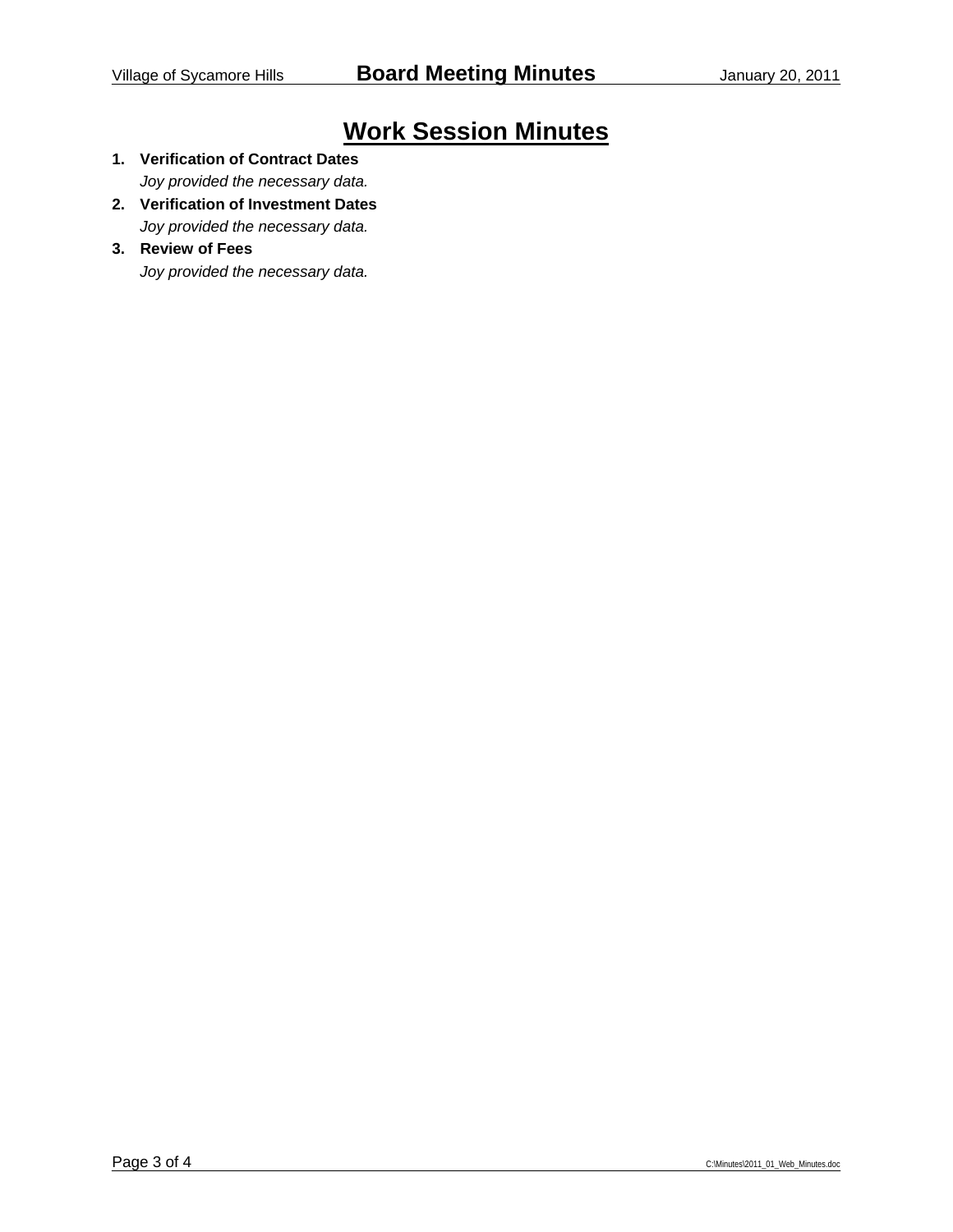# Work Session Minutes

1. **Verification of Contract Dates**
   *Joy provided the necessary data.*
2. **Verification of Investment Dates**
   *Joy provided the necessary data.*
3. **Review of Fees**
   *Joy provided the necessary data.*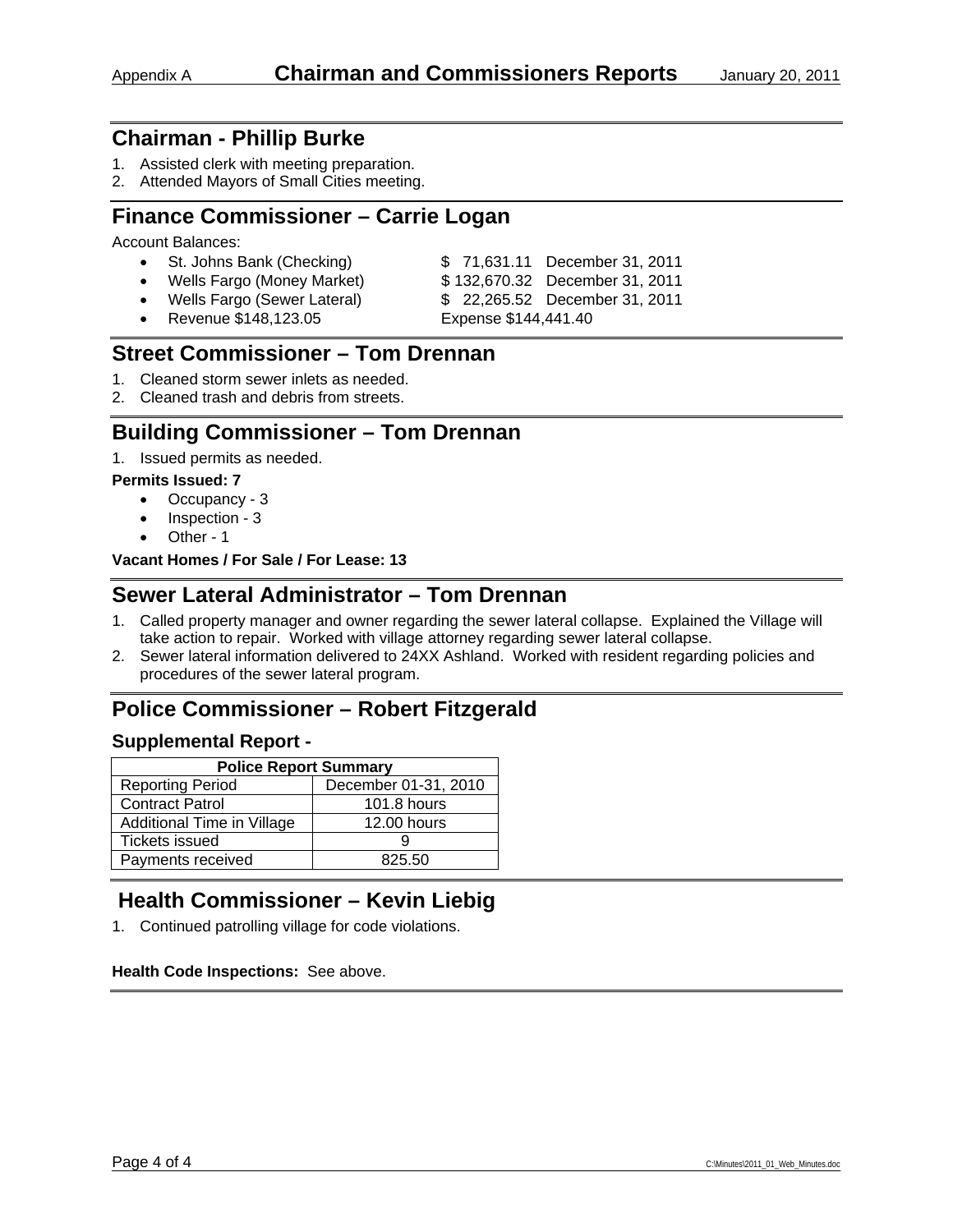Appendix A **Chairman and Commissioners Reports** January 20, 2011

## Chairman - Phillip Burke

1. Assisted clerk with meeting preparation.
2. Attended Mayors of Small Cities meeting.

## Finance Commissioner – Carrie Logan

Account Balances:

- St. Johns Bank (Checking) $ 71,631.11 December 31, 2011
- Wells Fargo (Money Market) $ 132,670.32 December 31, 2011
- Wells Fargo (Sewer Lateral) $ 22,265.52 December 31, 2011
- Revenue $148,123.05 Expense $144,441.40

## Street Commissioner – Tom Drennan

1. Cleaned storm sewer inlets as needed.
2. Cleaned trash and debris from streets.

## Building Commissioner – Tom Drennan

1. Issued permits as needed.

**Permits Issued: 7**

- Occupancy - 3
- Inspection - 3
- Other - 1

**Vacant Homes / For Sale / For Lease: 13**

## Sewer Lateral Administrator – Tom Drennan

1. Called property manager and owner regarding the sewer lateral collapse. Explained the Village will take action to repair. Worked with village attorney regarding sewer lateral collapse.
2. Sewer lateral information delivered to 24XX Ashland. Worked with resident regarding policies and procedures of the sewer lateral program.

## Police Commissioner – Robert Fitzgerald

### Supplemental Report -

| Police Report Summary | |
|---|---|
| Reporting Period | December 01-31, 2010 |
| Contract Patrol | 101.8 hours |
| Additional Time in Village | 12.00 hours |
| Tickets issued | 9 |
| Payments received | 825.50 |

## Health Commissioner – Kevin Liebig

1. Continued patrolling village for code violations.

**Health Code Inspections:** See above.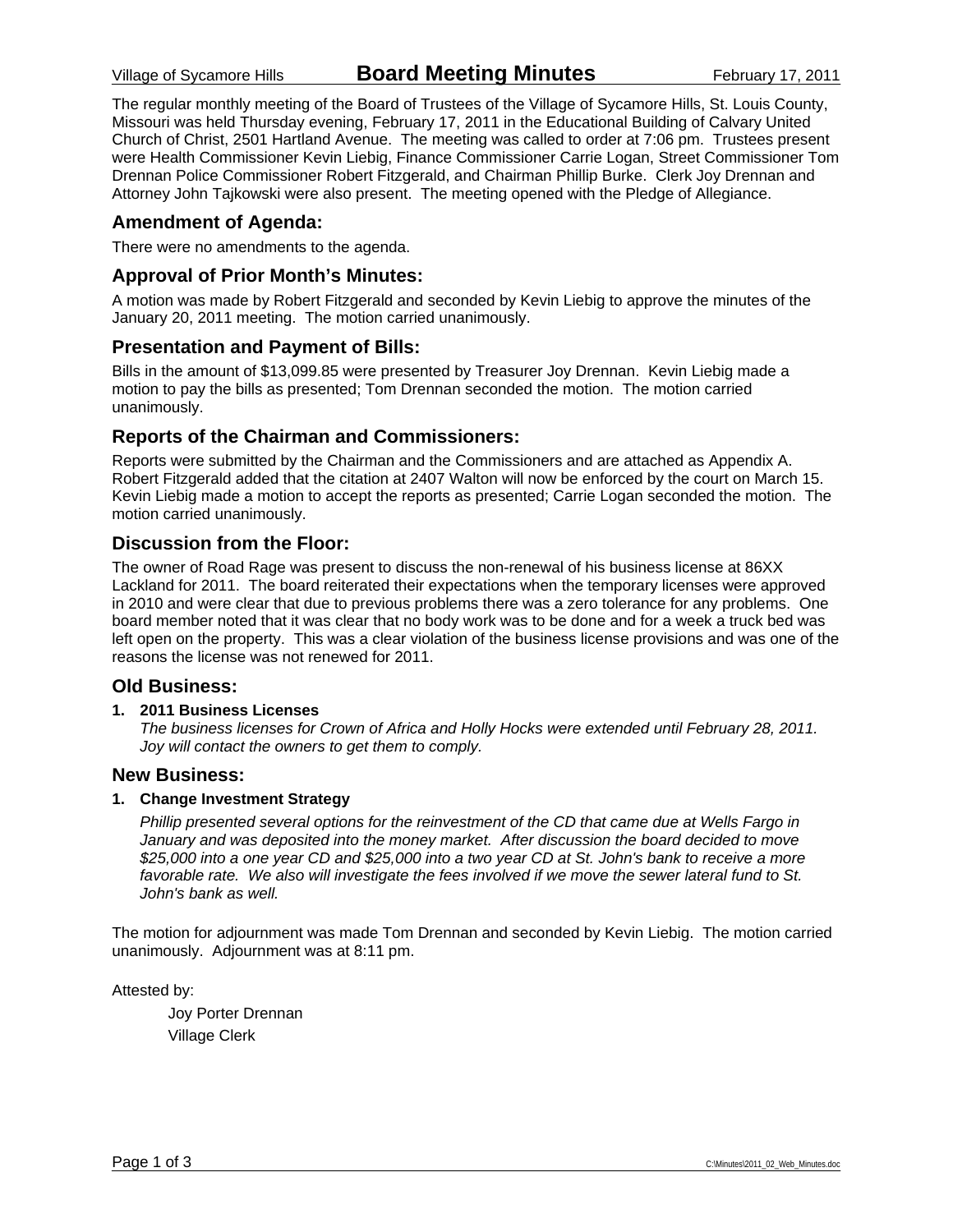Village of Sycamore Hills **Board Meeting Minutes** February 17, 2011

The regular monthly meeting of the Board of Trustees of the Village of Sycamore Hills, St. Louis County, Missouri was held Thursday evening, February 17, 2011 in the Educational Building of Calvary United Church of Christ, 2501 Hartland Avenue. The meeting was called to order at 7:06 pm. Trustees present were Health Commissioner Kevin Liebig, Finance Commissioner Carrie Logan, Street Commissioner Tom Drennan Police Commissioner Robert Fitzgerald, and Chairman Phillip Burke. Clerk Joy Drennan and Attorney John Tajkowski were also present. The meeting opened with the Pledge of Allegiance.

## Amendment of Agenda:

There were no amendments to the agenda.

## Approval of Prior Month's Minutes:

A motion was made by Robert Fitzgerald and seconded by Kevin Liebig to approve the minutes of the January 20, 2011 meeting. The motion carried unanimously.

## Presentation and Payment of Bills:

Bills in the amount of $13,099.85 were presented by Treasurer Joy Drennan. Kevin Liebig made a motion to pay the bills as presented; Tom Drennan seconded the motion. The motion carried unanimously.

## Reports of the Chairman and Commissioners:

Reports were submitted by the Chairman and the Commissioners and are attached as Appendix A. Robert Fitzgerald added that the citation at 2407 Walton will now be enforced by the court on March 15. Kevin Liebig made a motion to accept the reports as presented; Carrie Logan seconded the motion. The motion carried unanimously.

## Discussion from the Floor:

The owner of Road Rage was present to discuss the non-renewal of his business license at 86XX Lackland for 2011. The board reiterated their expectations when the temporary licenses were approved in 2010 and were clear that due to previous problems there was a zero tolerance for any problems. One board member noted that it was clear that no body work was to be done and for a week a truck bed was left open on the property. This was a clear violation of the business license provisions and was one of the reasons the license was not renewed for 2011.

## Old Business:

1. **2011 Business Licenses**
   *The business licenses for Crown of Africa and Holly Hocks were extended until February 28, 2011. Joy will contact the owners to get them to comply.*

## New Business:

1. **Change Investment Strategy**

   *Phillip presented several options for the reinvestment of the CD that came due at Wells Fargo in January and was deposited into the money market. After discussion the board decided to move $25,000 into a one year CD and $25,000 into a two year CD at St. John's bank to receive a more favorable rate. We also will investigate the fees involved if we move the sewer lateral fund to St. John's bank as well.*

The motion for adjournment was made Tom Drennan and seconded by Kevin Liebig. The motion carried unanimously. Adjournment was at 8:11 pm.

Attested by:

Joy Porter Drennan
Village Clerk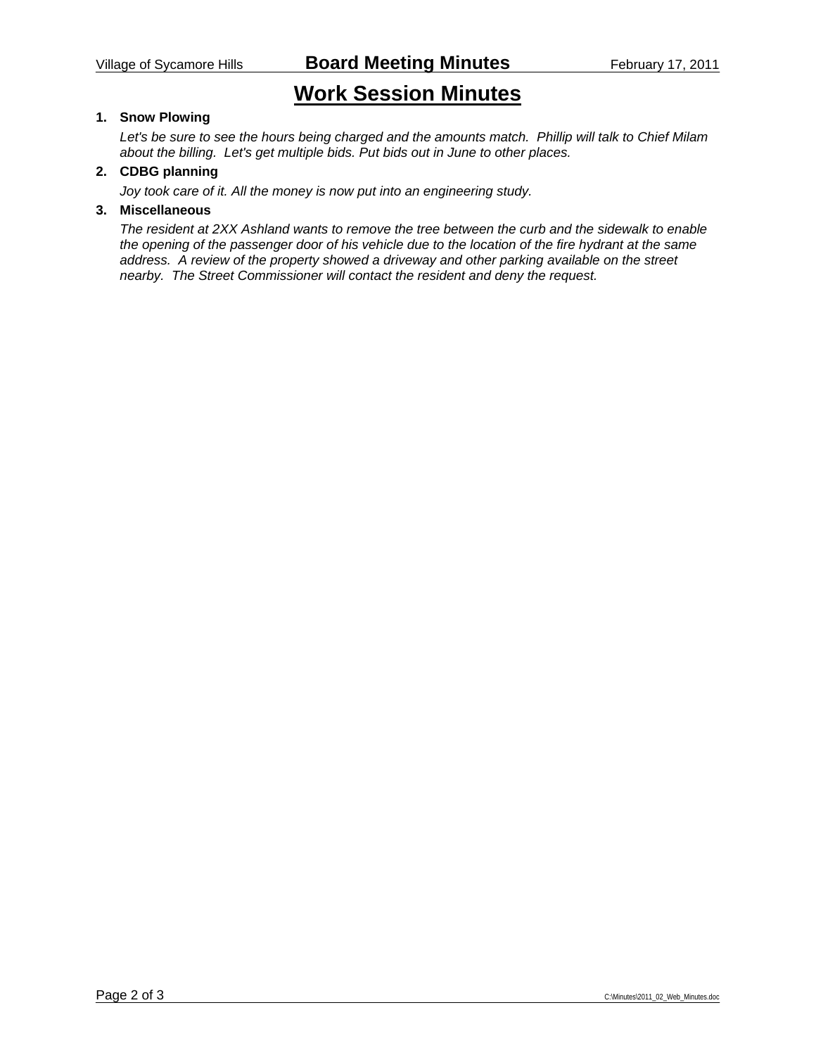# Work Session Minutes

1. **Snow Plowing**

   *Let's be sure to see the hours being charged and the amounts match. Phillip will talk to Chief Milam about the billing. Let's get multiple bids. Put bids out in June to other places.*

2. **CDBG planning**

   *Joy took care of it. All the money is now put into an engineering study.*

3. **Miscellaneous**

   *The resident at 2XX Ashland wants to remove the tree between the curb and the sidewalk to enable the opening of the passenger door of his vehicle due to the location of the fire hydrant at the same address. A review of the property showed a driveway and other parking available on the street nearby. The Street Commissioner will contact the resident and deny the request.*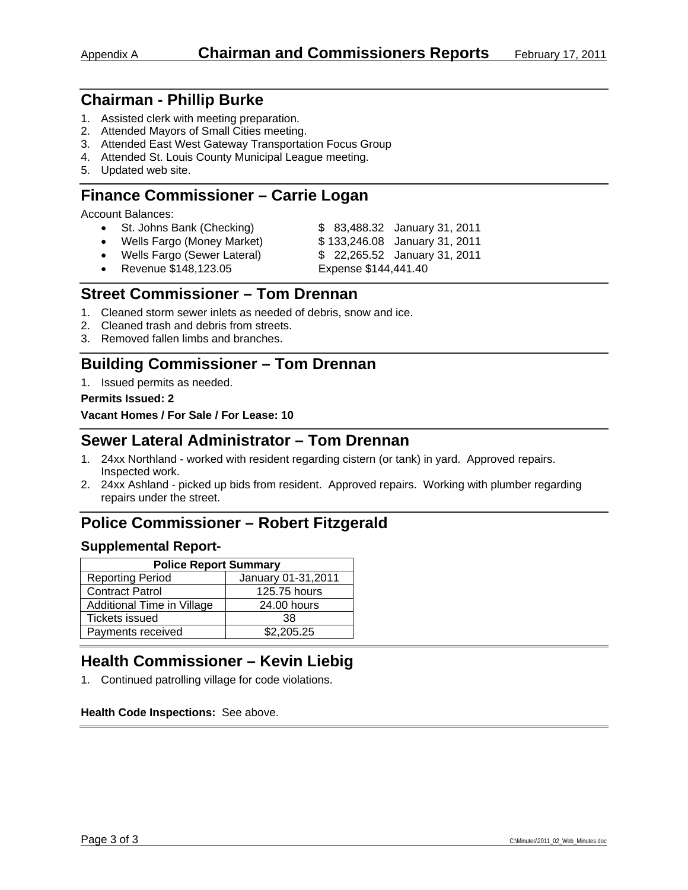# Appendix A Chairman and Commissioners Reports February 17, 2011

## Chairman - Phillip Burke

1. Assisted clerk with meeting preparation.
2. Attended Mayors of Small Cities meeting.
3. Attended East West Gateway Transportation Focus Group
4. Attended St. Louis County Municipal League meeting.
5. Updated web site.

## Finance Commissioner – Carrie Logan

Account Balances:

- St. Johns Bank (Checking) $ 83,488.32 January 31, 2011
- Wells Fargo (Money Market) $ 133,246.08 January 31, 2011
- Wells Fargo (Sewer Lateral) $ 22,265.52 January 31, 2011
- Revenue $148,123.05 Expense $144,441.40

## Street Commissioner – Tom Drennan

1. Cleaned storm sewer inlets as needed of debris, snow and ice.
2. Cleaned trash and debris from streets.
3. Removed fallen limbs and branches.

## Building Commissioner – Tom Drennan

1. Issued permits as needed.

**Permits Issued: 2**

**Vacant Homes / For Sale / For Lease: 10**

## Sewer Lateral Administrator – Tom Drennan

1. 24xx Northland - worked with resident regarding cistern (or tank) in yard. Approved repairs. Inspected work.
2. 24xx Ashland - picked up bids from resident. Approved repairs. Working with plumber regarding repairs under the street.

## Police Commissioner – Robert Fitzgerald

### Supplemental Report-

| Police Report Summary | |
|---|---|
| Reporting Period | January 01-31,2011 |
| Contract Patrol | 125.75 hours |
| Additional Time in Village | 24.00 hours |
| Tickets issued | 38 |
| Payments received | $2,205.25 |

## Health Commissioner – Kevin Liebig

1. Continued patrolling village for code violations.

**Health Code Inspections:** See above.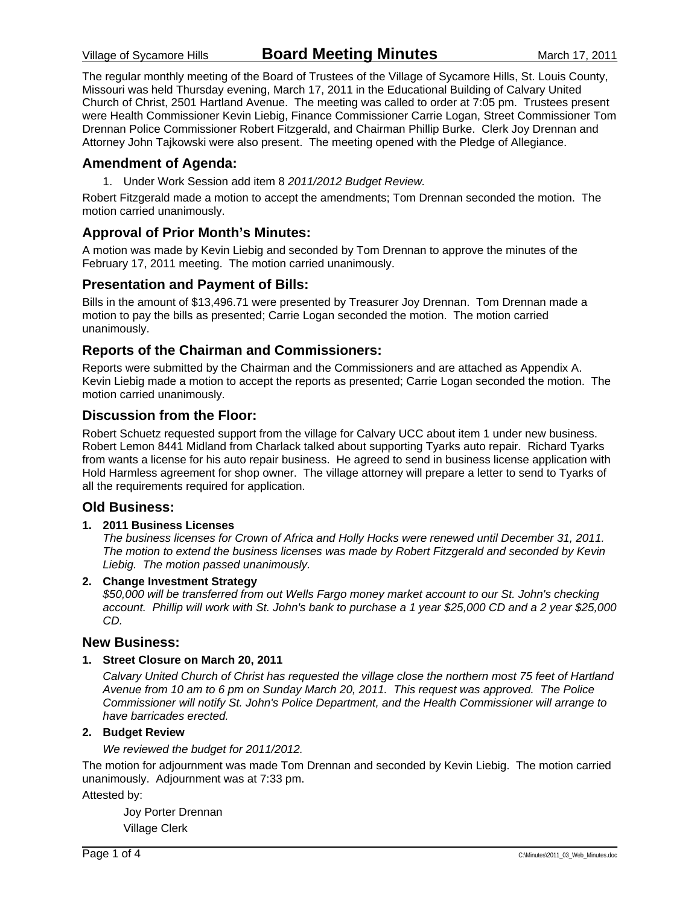Village of Sycamore Hills **Board Meeting Minutes** March 17, 2011

The regular monthly meeting of the Board of Trustees of the Village of Sycamore Hills, St. Louis County, Missouri was held Thursday evening, March 17, 2011 in the Educational Building of Calvary United Church of Christ, 2501 Hartland Avenue. The meeting was called to order at 7:05 pm. Trustees present were Health Commissioner Kevin Liebig, Finance Commissioner Carrie Logan, Street Commissioner Tom Drennan Police Commissioner Robert Fitzgerald, and Chairman Phillip Burke. Clerk Joy Drennan and Attorney John Tajkowski were also present. The meeting opened with the Pledge of Allegiance.

## Amendment of Agenda:

1. Under Work Session add item 8 *2011/2012 Budget Review.*

Robert Fitzgerald made a motion to accept the amendments; Tom Drennan seconded the motion. The motion carried unanimously.

## Approval of Prior Month's Minutes:

A motion was made by Kevin Liebig and seconded by Tom Drennan to approve the minutes of the February 17, 2011 meeting. The motion carried unanimously.

## Presentation and Payment of Bills:

Bills in the amount of $13,496.71 were presented by Treasurer Joy Drennan. Tom Drennan made a motion to pay the bills as presented; Carrie Logan seconded the motion. The motion carried unanimously.

## Reports of the Chairman and Commissioners:

Reports were submitted by the Chairman and the Commissioners and are attached as Appendix A. Kevin Liebig made a motion to accept the reports as presented; Carrie Logan seconded the motion. The motion carried unanimously.

## Discussion from the Floor:

Robert Schuetz requested support from the village for Calvary UCC about item 1 under new business. Robert Lemon 8441 Midland from Charlack talked about supporting Tyarks auto repair. Richard Tyarks from wants a license for his auto repair business. He agreed to send in business license application with Hold Harmless agreement for shop owner. The village attorney will prepare a letter to send to Tyarks of all the requirements required for application.

## Old Business:

1. **2011 Business Licenses**
   *The business licenses for Crown of Africa and Holly Hocks were renewed until December 31, 2011. The motion to extend the business licenses was made by Robert Fitzgerald and seconded by Kevin Liebig. The motion passed unanimously.*
2. **Change Investment Strategy**
   *$50,000 will be transferred from out Wells Fargo money market account to our St. John's checking account. Phillip will work with St. John's bank to purchase a 1 year $25,000 CD and a 2 year $25,000 CD.*

## New Business:

1. **Street Closure on March 20, 2011**

   *Calvary United Church of Christ has requested the village close the northern most 75 feet of Hartland Avenue from 10 am to 6 pm on Sunday March 20, 2011. This request was approved. The Police Commissioner will notify St. John's Police Department, and the Health Commissioner will arrange to have barricades erected.*
2. **Budget Review**

   *We reviewed the budget for 2011/2012.*

The motion for adjournment was made Tom Drennan and seconded by Kevin Liebig. The motion carried unanimously. Adjournment was at 7:33 pm.

Attested by:

Joy Porter Drennan
Village Clerk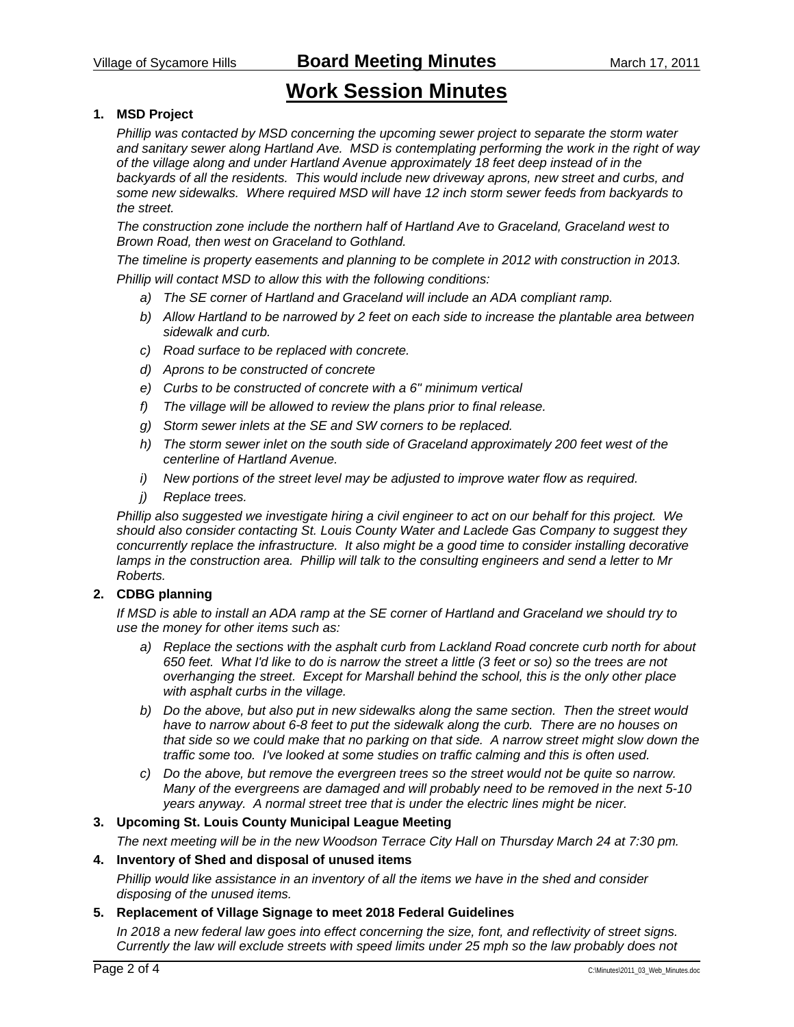# Work Session Minutes

1. **MSD Project**

   *Phillip was contacted by MSD concerning the upcoming sewer project to separate the storm water and sanitary sewer along Hartland Ave. MSD is contemplating performing the work in the right of way of the village along and under Hartland Avenue approximately 18 feet deep instead of in the backyards of all the residents. This would include new driveway aprons, new street and curbs, and some new sidewalks. Where required MSD will have 12 inch storm sewer feeds from backyards to the street.*

   *The construction zone include the northern half of Hartland Ave to Graceland, Graceland west to Brown Road, then west on Graceland to Gothland.*

   *The timeline is property easements and planning to be complete in 2012 with construction in 2013.*

   *Phillip will contact MSD to allow this with the following conditions:*

   a) *The SE corner of Hartland and Graceland will include an ADA compliant ramp.*
   b) *Allow Hartland to be narrowed by 2 feet on each side to increase the plantable area between sidewalk and curb.*
   c) *Road surface to be replaced with concrete.*
   d) *Aprons to be constructed of concrete*
   e) *Curbs to be constructed of concrete with a 6" minimum vertical*
   f) *The village will be allowed to review the plans prior to final release.*
   g) *Storm sewer inlets at the SE and SW corners to be replaced.*
   h) *The storm sewer inlet on the south side of Graceland approximately 200 feet west of the centerline of Hartland Avenue.*
   i) *New portions of the street level may be adjusted to improve water flow as required.*
   j) *Replace trees.*

   *Phillip also suggested we investigate hiring a civil engineer to act on our behalf for this project. We should also consider contacting St. Louis County Water and Laclede Gas Company to suggest they concurrently replace the infrastructure. It also might be a good time to consider installing decorative lamps in the construction area. Phillip will talk to the consulting engineers and send a letter to Mr Roberts.*

2. **CDBG planning**

   *If MSD is able to install an ADA ramp at the SE corner of Hartland and Graceland we should try to use the money for other items such as:*

   a) *Replace the sections with the asphalt curb from Lackland Road concrete curb north for about 650 feet. What I'd like to do is narrow the street a little (3 feet or so) so the trees are not overhanging the street. Except for Marshall behind the school, this is the only other place with asphalt curbs in the village.*
   b) *Do the above, but also put in new sidewalks along the same section. Then the street would have to narrow about 6-8 feet to put the sidewalk along the curb. There are no houses on that side so we could make that no parking on that side. A narrow street might slow down the traffic some too. I've looked at some studies on traffic calming and this is often used.*
   c) *Do the above, but remove the evergreen trees so the street would not be quite so narrow. Many of the evergreens are damaged and will probably need to be removed in the next 5-10 years anyway. A normal street tree that is under the electric lines might be nicer.*

3. **Upcoming St. Louis County Municipal League Meeting**

   *The next meeting will be in the new Woodson Terrace City Hall on Thursday March 24 at 7:30 pm.*

4. **Inventory of Shed and disposal of unused items**

   *Phillip would like assistance in an inventory of all the items we have in the shed and consider disposing of the unused items.*

5. **Replacement of Village Signage to meet 2018 Federal Guidelines**

   *In 2018 a new federal law goes into effect concerning the size, font, and reflectivity of street signs. Currently the law will exclude streets with speed limits under 25 mph so the law probably does not*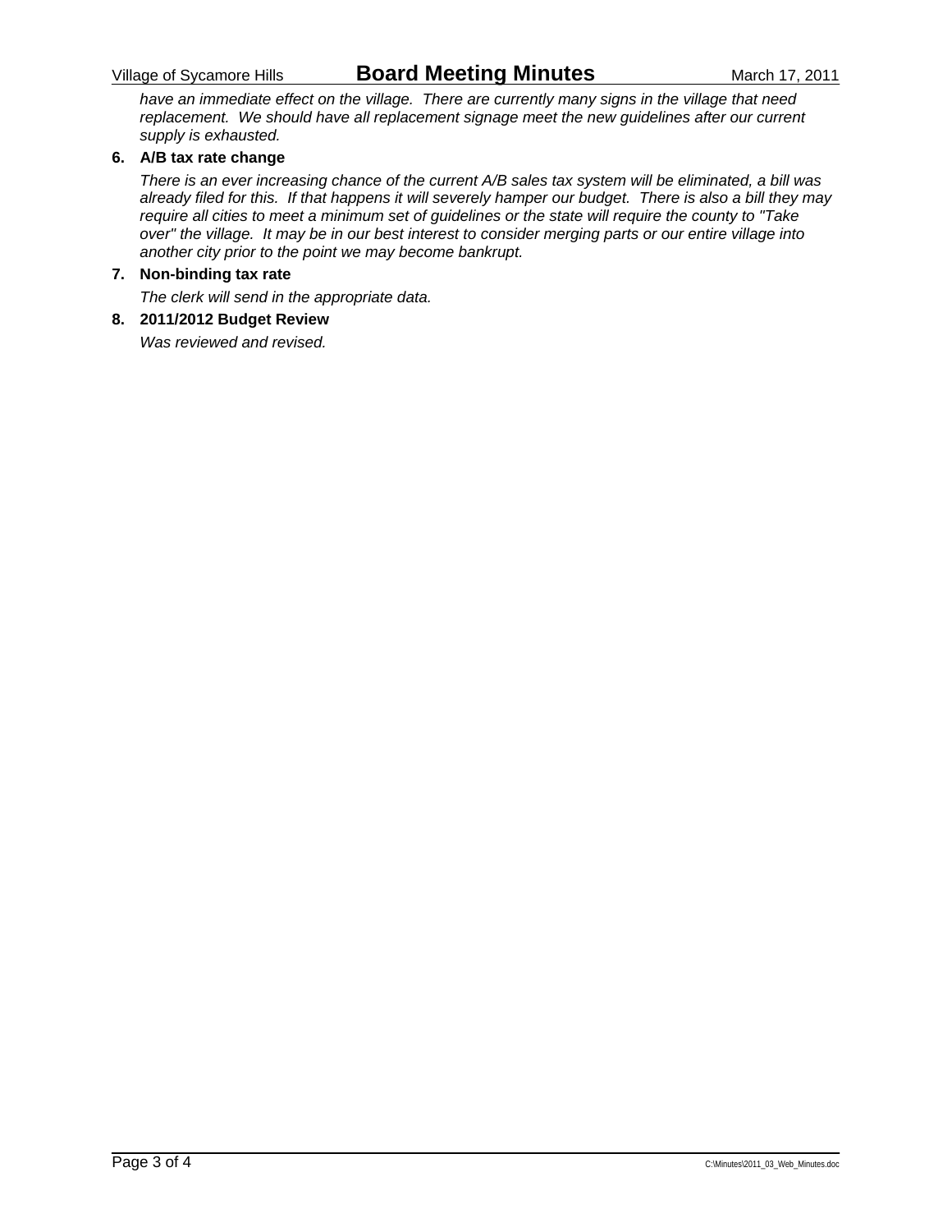*have an immediate effect on the village. There are currently many signs in the village that need replacement. We should have all replacement signage meet the new guidelines after our current supply is exhausted.*

**6. A/B tax rate change**

*There is an ever increasing chance of the current A/B sales tax system will be eliminated, a bill was already filed for this. If that happens it will severely hamper our budget. There is also a bill they may require all cities to meet a minimum set of guidelines or the state will require the county to "Take over" the village. It may be in our best interest to consider merging parts or our entire village into another city prior to the point we may become bankrupt.*

**7. Non-binding tax rate**

*The clerk will send in the appropriate data.*

**8. 2011/2012 Budget Review**

*Was reviewed and revised.*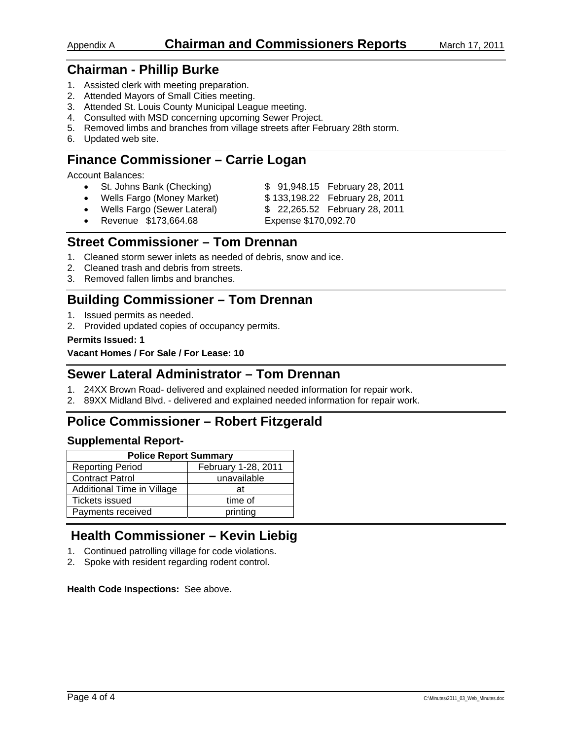Appendix A **Chairman and Commissioners Reports** March 17, 2011

## Chairman - Phillip Burke

1. Assisted clerk with meeting preparation.
2. Attended Mayors of Small Cities meeting.
3. Attended St. Louis County Municipal League meeting.
4. Consulted with MSD concerning upcoming Sewer Project.
5. Removed limbs and branches from village streets after February 28th storm.
6. Updated web site.

## Finance Commissioner – Carrie Logan

Account Balances:

- St. Johns Bank (Checking) $ 91,948.15 February 28, 2011
- Wells Fargo (Money Market) $ 133,198.22 February 28, 2011
- Wells Fargo (Sewer Lateral) $ 22,265.52 February 28, 2011
- Revenue $173,664.68 Expense $170,092.70

## Street Commissioner – Tom Drennan

1. Cleaned storm sewer inlets as needed of debris, snow and ice.
2. Cleaned trash and debris from streets.
3. Removed fallen limbs and branches.

## Building Commissioner – Tom Drennan

1. Issued permits as needed.
2. Provided updated copies of occupancy permits.

**Permits Issued: 1**

**Vacant Homes / For Sale / For Lease: 10**

## Sewer Lateral Administrator – Tom Drennan

1. 24XX Brown Road- delivered and explained needed information for repair work.
2. 89XX Midland Blvd. - delivered and explained needed information for repair work.

## Police Commissioner – Robert Fitzgerald

### Supplemental Report-

| Police Report Summary | |
|---|---|
| Reporting Period | February 1-28, 2011 |
| Contract Patrol | unavailable |
| Additional Time in Village | at |
| Tickets issued | time of |
| Payments received | printing |

## Health Commissioner – Kevin Liebig

1. Continued patrolling village for code violations.
2. Spoke with resident regarding rodent control.

**Health Code Inspections:** See above.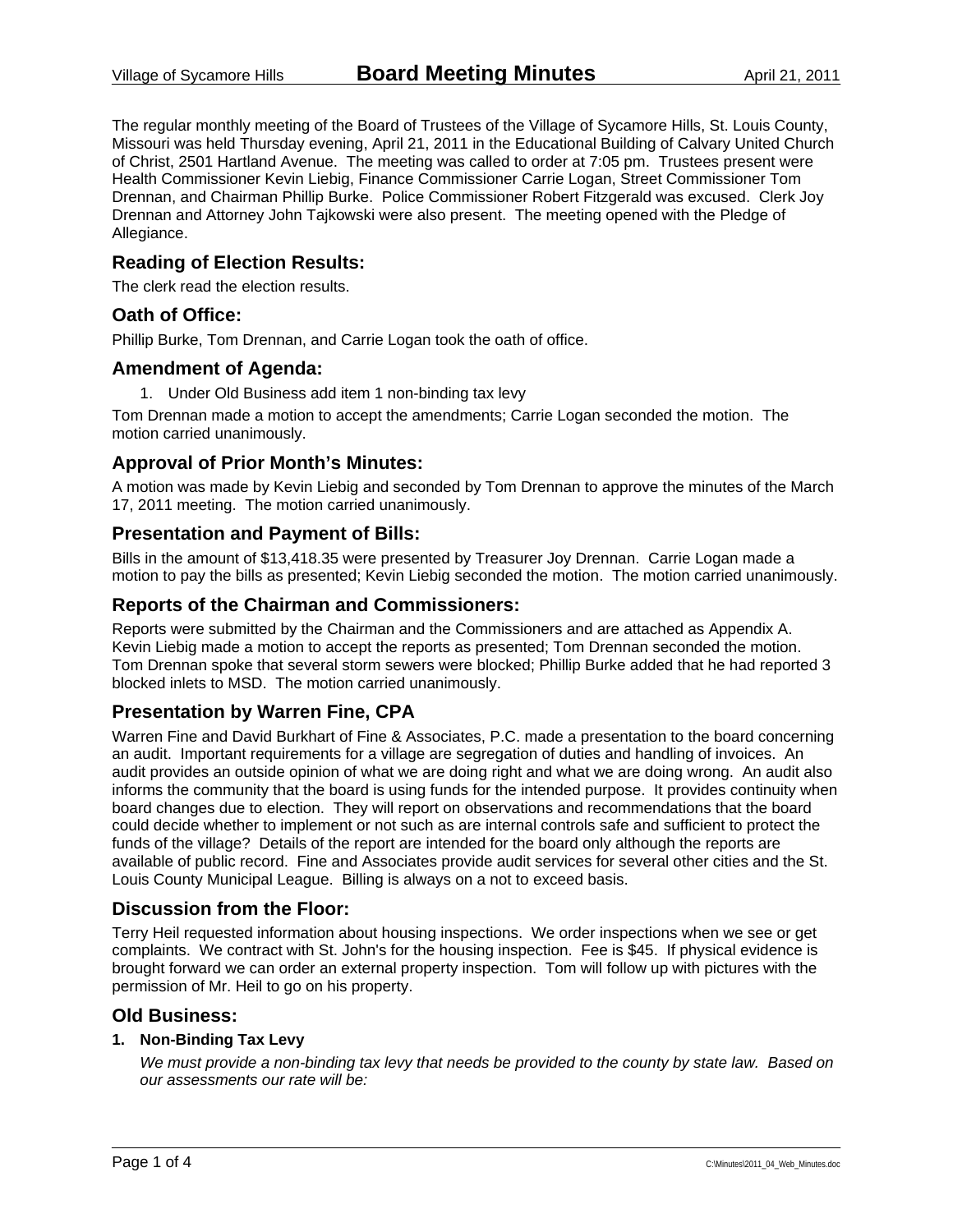The regular monthly meeting of the Board of Trustees of the Village of Sycamore Hills, St. Louis County, Missouri was held Thursday evening, April 21, 2011 in the Educational Building of Calvary United Church of Christ, 2501 Hartland Avenue. The meeting was called to order at 7:05 pm. Trustees present were Health Commissioner Kevin Liebig, Finance Commissioner Carrie Logan, Street Commissioner Tom Drennan, and Chairman Phillip Burke. Police Commissioner Robert Fitzgerald was excused. Clerk Joy Drennan and Attorney John Tajkowski were also present. The meeting opened with the Pledge of Allegiance.

## Reading of Election Results:

The clerk read the election results.

## Oath of Office:

Phillip Burke, Tom Drennan, and Carrie Logan took the oath of office.

## Amendment of Agenda:

1. Under Old Business add item 1 non-binding tax levy

Tom Drennan made a motion to accept the amendments; Carrie Logan seconded the motion. The motion carried unanimously.

## Approval of Prior Month's Minutes:

A motion was made by Kevin Liebig and seconded by Tom Drennan to approve the minutes of the March 17, 2011 meeting. The motion carried unanimously.

## Presentation and Payment of Bills:

Bills in the amount of $13,418.35 were presented by Treasurer Joy Drennan. Carrie Logan made a motion to pay the bills as presented; Kevin Liebig seconded the motion. The motion carried unanimously.

## Reports of the Chairman and Commissioners:

Reports were submitted by the Chairman and the Commissioners and are attached as Appendix A. Kevin Liebig made a motion to accept the reports as presented; Tom Drennan seconded the motion. Tom Drennan spoke that several storm sewers were blocked; Phillip Burke added that he had reported 3 blocked inlets to MSD. The motion carried unanimously.

## Presentation by Warren Fine, CPA

Warren Fine and David Burkhart of Fine & Associates, P.C. made a presentation to the board concerning an audit. Important requirements for a village are segregation of duties and handling of invoices. An audit provides an outside opinion of what we are doing right and what we are doing wrong. An audit also informs the community that the board is using funds for the intended purpose. It provides continuity when board changes due to election. They will report on observations and recommendations that the board could decide whether to implement or not such as are internal controls safe and sufficient to protect the funds of the village? Details of the report are intended for the board only although the reports are available of public record. Fine and Associates provide audit services for several other cities and the St. Louis County Municipal League. Billing is always on a not to exceed basis.

## Discussion from the Floor:

Terry Heil requested information about housing inspections. We order inspections when we see or get complaints. We contract with St. John's for the housing inspection. Fee is $45. If physical evidence is brought forward we can order an external property inspection. Tom will follow up with pictures with the permission of Mr. Heil to go on his property.

## Old Business:

**1. Non-Binding Tax Levy**

*We must provide a non-binding tax levy that needs be provided to the county by state law. Based on our assessments our rate will be:*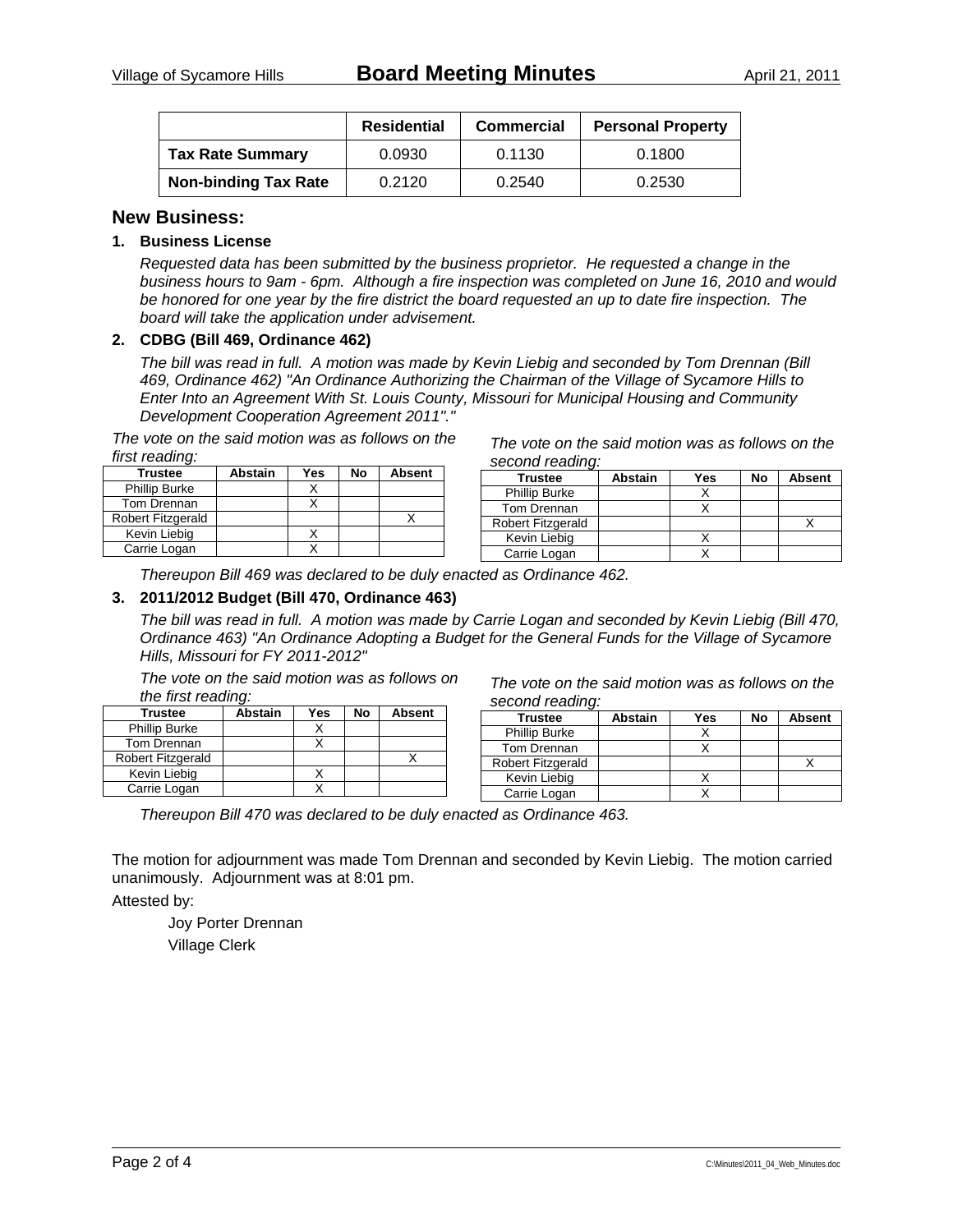| | Residential | Commercial | Personal Property |
|---|---|---|---|
| **Tax Rate Summary** | 0.0930 | 0.1130 | 0.1800 |
| **Non-binding Tax Rate** | 0.2120 | 0.2540 | 0.2530 |

## New Business:

**1. Business License**

*Requested data has been submitted by the business proprietor. He requested a change in the business hours to 9am - 6pm. Although a fire inspection was completed on June 16, 2010 and would be honored for one year by the fire district the board requested an up to date fire inspection. The board will take the application under advisement.*

**2. CDBG (Bill 469, Ordinance 462)**

*The bill was read in full. A motion was made by Kevin Liebig and seconded by Tom Drennan (Bill 469, Ordinance 462) "An Ordinance Authorizing the Chairman of the Village of Sycamore Hills to Enter Into an Agreement With St. Louis County, Missouri for Municipal Housing and Community Development Cooperation Agreement 2011"."*

*The vote on the said motion was as follows on the first reading:*

| Trustee | Abstain | Yes | No | Absent |
|---|---|---|---|---|
| Phillip Burke | | X | | |
| Tom Drennan | | X | | |
| Robert Fitzgerald | | | | X |
| Kevin Liebig | | X | | |
| Carrie Logan | | X | | |

*The vote on the said motion was as follows on the second reading:*

| Trustee | Abstain | Yes | No | Absent |
|---|---|---|---|---|
| Phillip Burke | | X | | |
| Tom Drennan | | X | | |
| Robert Fitzgerald | | | | X |
| Kevin Liebig | | X | | |
| Carrie Logan | | X | | |

*Thereupon Bill 469 was declared to be duly enacted as Ordinance 462.*

**3. 2011/2012 Budget (Bill 470, Ordinance 463)**

*The bill was read in full. A motion was made by Carrie Logan and seconded by Kevin Liebig (Bill 470, Ordinance 463) "An Ordinance Adopting a Budget for the General Funds for the Village of Sycamore Hills, Missouri for FY 2011-2012"*

*The vote on the said motion was as follows on the first reading:*

| Trustee | Abstain | Yes | No | Absent |
|---|---|---|---|---|
| Phillip Burke | | X | | |
| Tom Drennan | | X | | |
| Robert Fitzgerald | | | | X |
| Kevin Liebig | | X | | |
| Carrie Logan | | X | | |

*The vote on the said motion was as follows on the second reading:*

| Trustee | Abstain | Yes | No | Absent |
|---|---|---|---|---|
| Phillip Burke | | X | | |
| Tom Drennan | | X | | |
| Robert Fitzgerald | | | | X |
| Kevin Liebig | | X | | |
| Carrie Logan | | X | | |

*Thereupon Bill 470 was declared to be duly enacted as Ordinance 463.*

The motion for adjournment was made Tom Drennan and seconded by Kevin Liebig. The motion carried unanimously. Adjournment was at 8:01 pm.

Attested by:

Joy Porter Drennan
Village Clerk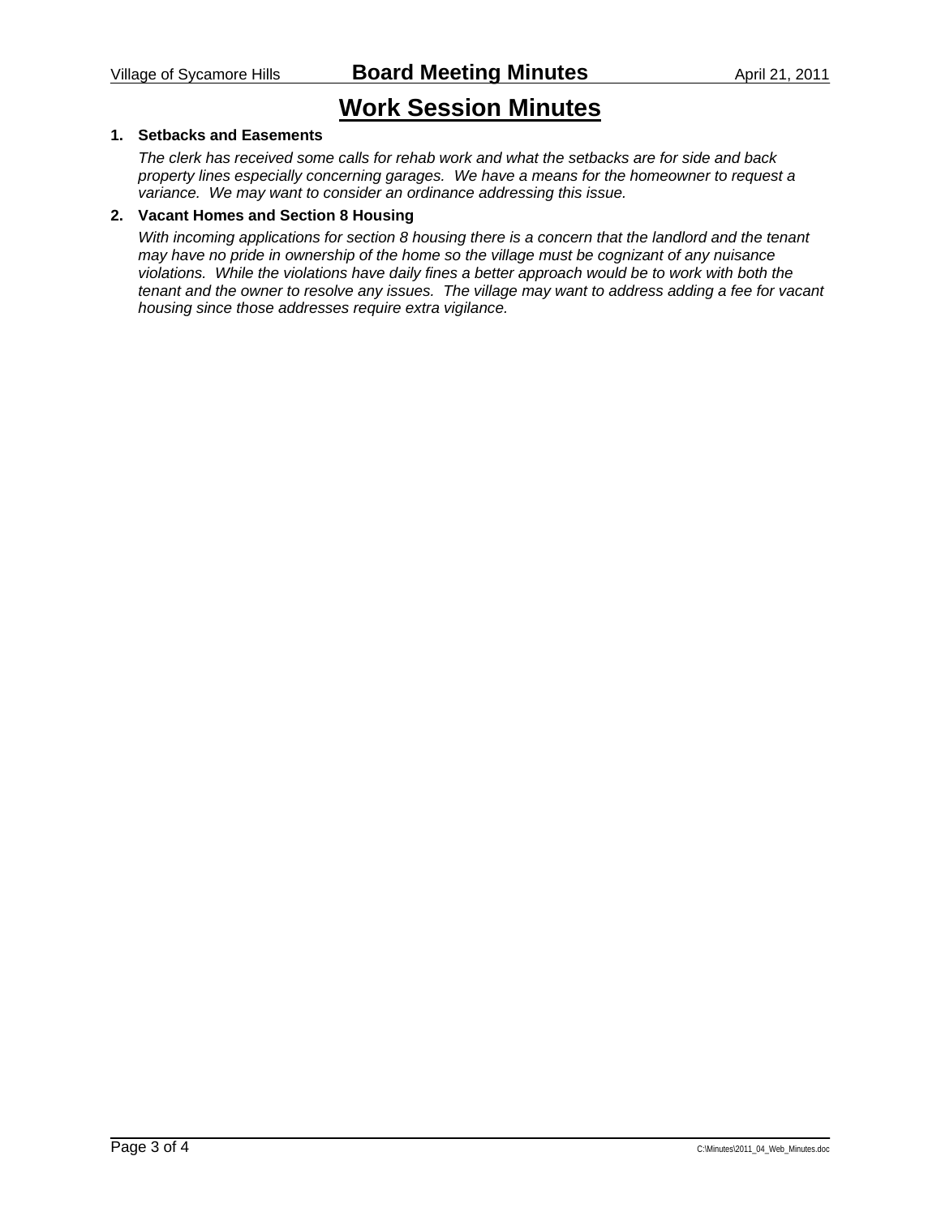# Work Session Minutes

**1. Setbacks and Easements**

*The clerk has received some calls for rehab work and what the setbacks are for side and back property lines especially concerning garages. We have a means for the homeowner to request a variance. We may want to consider an ordinance addressing this issue.*

**2. Vacant Homes and Section 8 Housing**

*With incoming applications for section 8 housing there is a concern that the landlord and the tenant may have no pride in ownership of the home so the village must be cognizant of any nuisance violations. While the violations have daily fines a better approach would be to work with both the tenant and the owner to resolve any issues. The village may want to address adding a fee for vacant housing since those addresses require extra vigilance.*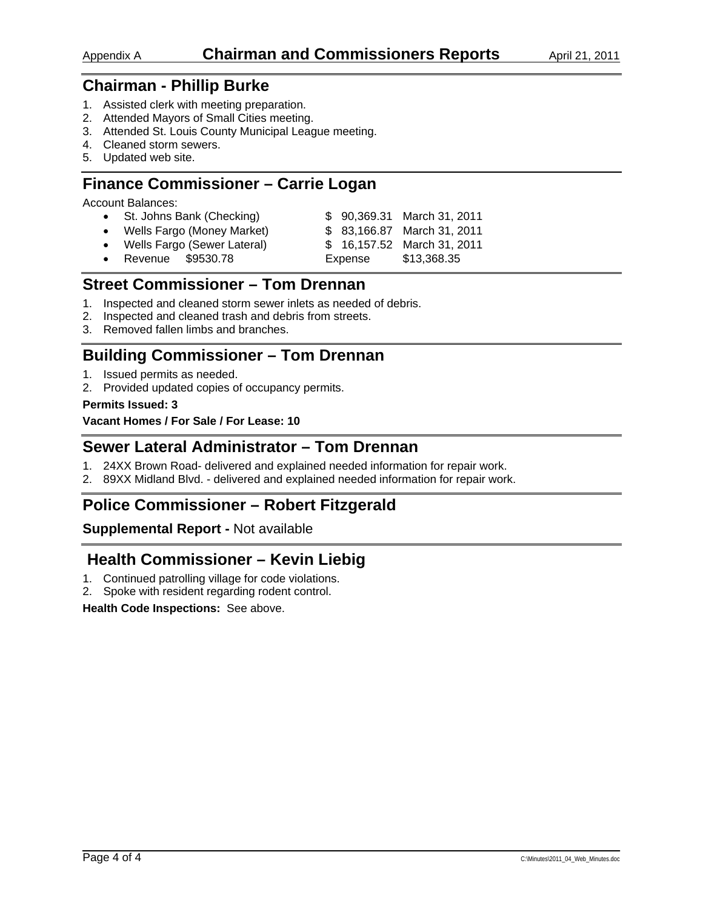# Chairman and Commissioners Reports

Appendix A — April 21, 2011

## Chairman - Phillip Burke

1. Assisted clerk with meeting preparation.
2. Attended Mayors of Small Cities meeting.
3. Attended St. Louis County Municipal League meeting.
4. Cleaned storm sewers.
5. Updated web site.

## Finance Commissioner – Carrie Logan

Account Balances:

- St. Johns Bank (Checking) — $ 90,369.31 — March 31, 2011
- Wells Fargo (Money Market) — $ 83,166.87 — March 31, 2011
- Wells Fargo (Sewer Lateral) — $ 16,157.52 — March 31, 2011
- Revenue $9530.78 — Expense $13,368.35

## Street Commissioner – Tom Drennan

1. Inspected and cleaned storm sewer inlets as needed of debris.
2. Inspected and cleaned trash and debris from streets.
3. Removed fallen limbs and branches.

## Building Commissioner – Tom Drennan

1. Issued permits as needed.
2. Provided updated copies of occupancy permits.

**Permits Issued: 3**

**Vacant Homes / For Sale / For Lease: 10**

## Sewer Lateral Administrator – Tom Drennan

1. 24XX Brown Road- delivered and explained needed information for repair work.
2. 89XX Midland Blvd. - delivered and explained needed information for repair work.

## Police Commissioner – Robert Fitzgerald

**Supplemental Report -** Not available

## Health Commissioner – Kevin Liebig

1. Continued patrolling village for code violations.
2. Spoke with resident regarding rodent control.

**Health Code Inspections:** See above.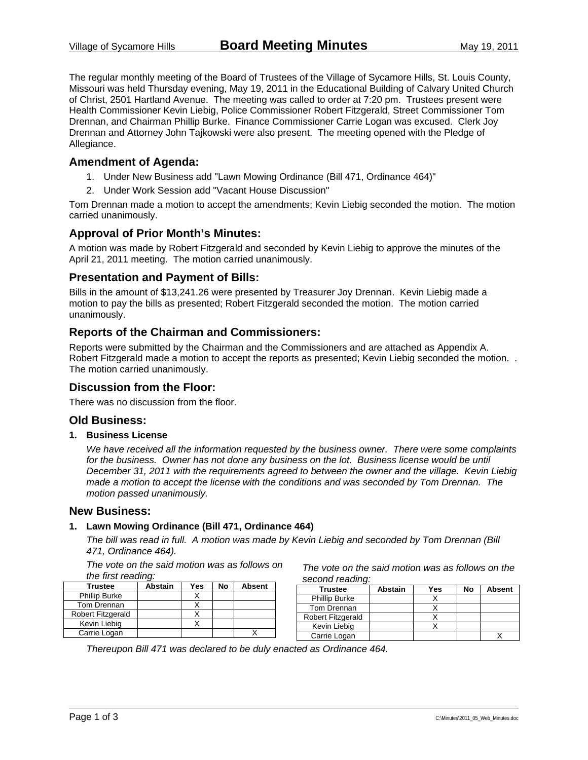The regular monthly meeting of the Board of Trustees of the Village of Sycamore Hills, St. Louis County, Missouri was held Thursday evening, May 19, 2011 in the Educational Building of Calvary United Church of Christ, 2501 Hartland Avenue. The meeting was called to order at 7:20 pm. Trustees present were Health Commissioner Kevin Liebig, Police Commissioner Robert Fitzgerald, Street Commissioner Tom Drennan, and Chairman Phillip Burke. Finance Commissioner Carrie Logan was excused. Clerk Joy Drennan and Attorney John Tajkowski were also present. The meeting opened with the Pledge of Allegiance.

## Amendment of Agenda:

1. Under New Business add "Lawn Mowing Ordinance (Bill 471, Ordinance 464)"
2. Under Work Session add "Vacant House Discussion"

Tom Drennan made a motion to accept the amendments; Kevin Liebig seconded the motion. The motion carried unanimously.

## Approval of Prior Month's Minutes:

A motion was made by Robert Fitzgerald and seconded by Kevin Liebig to approve the minutes of the April 21, 2011 meeting. The motion carried unanimously.

## Presentation and Payment of Bills:

Bills in the amount of $13,241.26 were presented by Treasurer Joy Drennan. Kevin Liebig made a motion to pay the bills as presented; Robert Fitzgerald seconded the motion. The motion carried unanimously.

## Reports of the Chairman and Commissioners:

Reports were submitted by the Chairman and the Commissioners and are attached as Appendix A. Robert Fitzgerald made a motion to accept the reports as presented; Kevin Liebig seconded the motion. . The motion carried unanimously.

## Discussion from the Floor:

There was no discussion from the floor.

## Old Business:

**1. Business License**

*We have received all the information requested by the business owner. There were some complaints for the business. Owner has not done any business on the lot. Business license would be until December 31, 2011 with the requirements agreed to between the owner and the village. Kevin Liebig made a motion to accept the license with the conditions and was seconded by Tom Drennan. The motion passed unanimously.*

## New Business:

**1. Lawn Mowing Ordinance (Bill 471, Ordinance 464)**

*The bill was read in full. A motion was made by Kevin Liebig and seconded by Tom Drennan (Bill 471, Ordinance 464).*

*The vote on the said motion was as follows on the first reading:*

| Trustee | Abstain | Yes | No | Absent |
|---|---|---|---|---|
| Phillip Burke | | X | | |
| Tom Drennan | | X | | |
| Robert Fitzgerald | | X | | |
| Kevin Liebig | | X | | |
| Carrie Logan | | | | X |

*The vote on the said motion was as follows on the second reading:*

| Trustee | Abstain | Yes | No | Absent |
|---|---|---|---|---|
| Phillip Burke | | X | | |
| Tom Drennan | | X | | |
| Robert Fitzgerald | | X | | |
| Kevin Liebig | | X | | |
| Carrie Logan | | | | X |

*Thereupon Bill 471 was declared to be duly enacted as Ordinance 464.*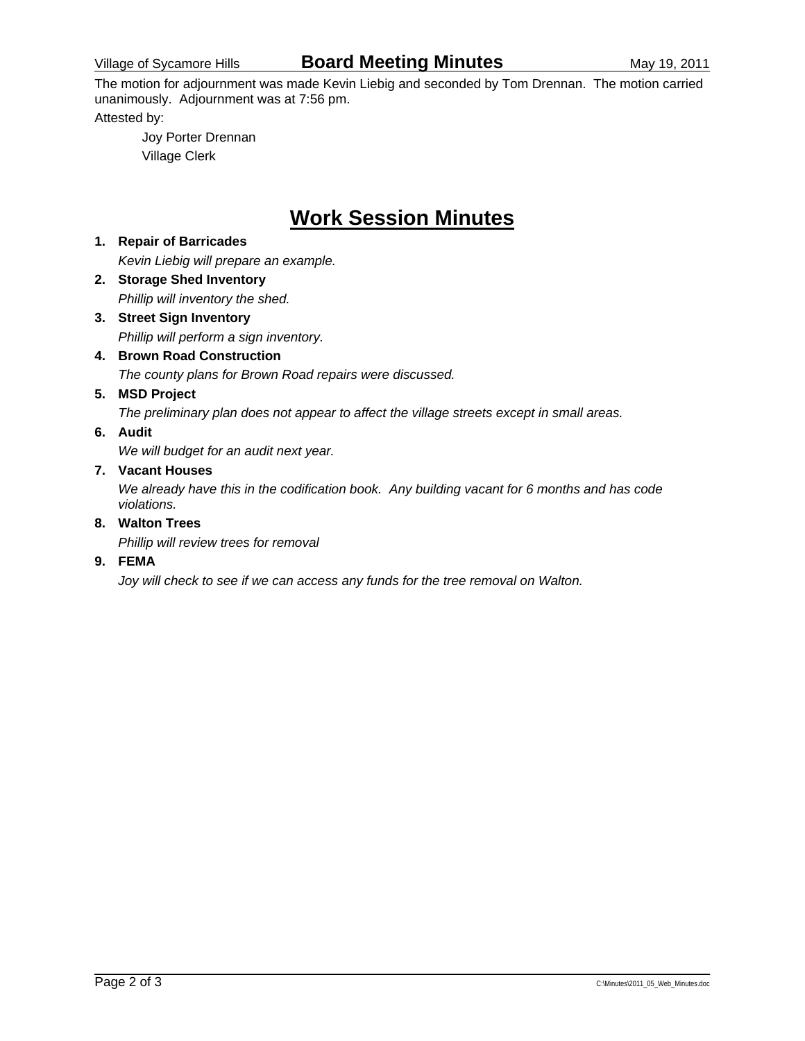The motion for adjournment was made Kevin Liebig and seconded by Tom Drennan. The motion carried unanimously. Adjournment was at 7:56 pm.

Attested by:

Joy Porter Drennan
Village Clerk

# Work Session Minutes

1. **Repair of Barricades**

   *Kevin Liebig will prepare an example.*

2. **Storage Shed Inventory**

   *Phillip will inventory the shed.*

3. **Street Sign Inventory**

   *Phillip will perform a sign inventory.*

4. **Brown Road Construction**

   *The county plans for Brown Road repairs were discussed.*

5. **MSD Project**

   *The preliminary plan does not appear to affect the village streets except in small areas.*

6. **Audit**

   *We will budget for an audit next year.*

7. **Vacant Houses**

   *We already have this in the codification book. Any building vacant for 6 months and has code violations.*

8. **Walton Trees**

   *Phillip will review trees for removal*

9. **FEMA**

   *Joy will check to see if we can access any funds for the tree removal on Walton.*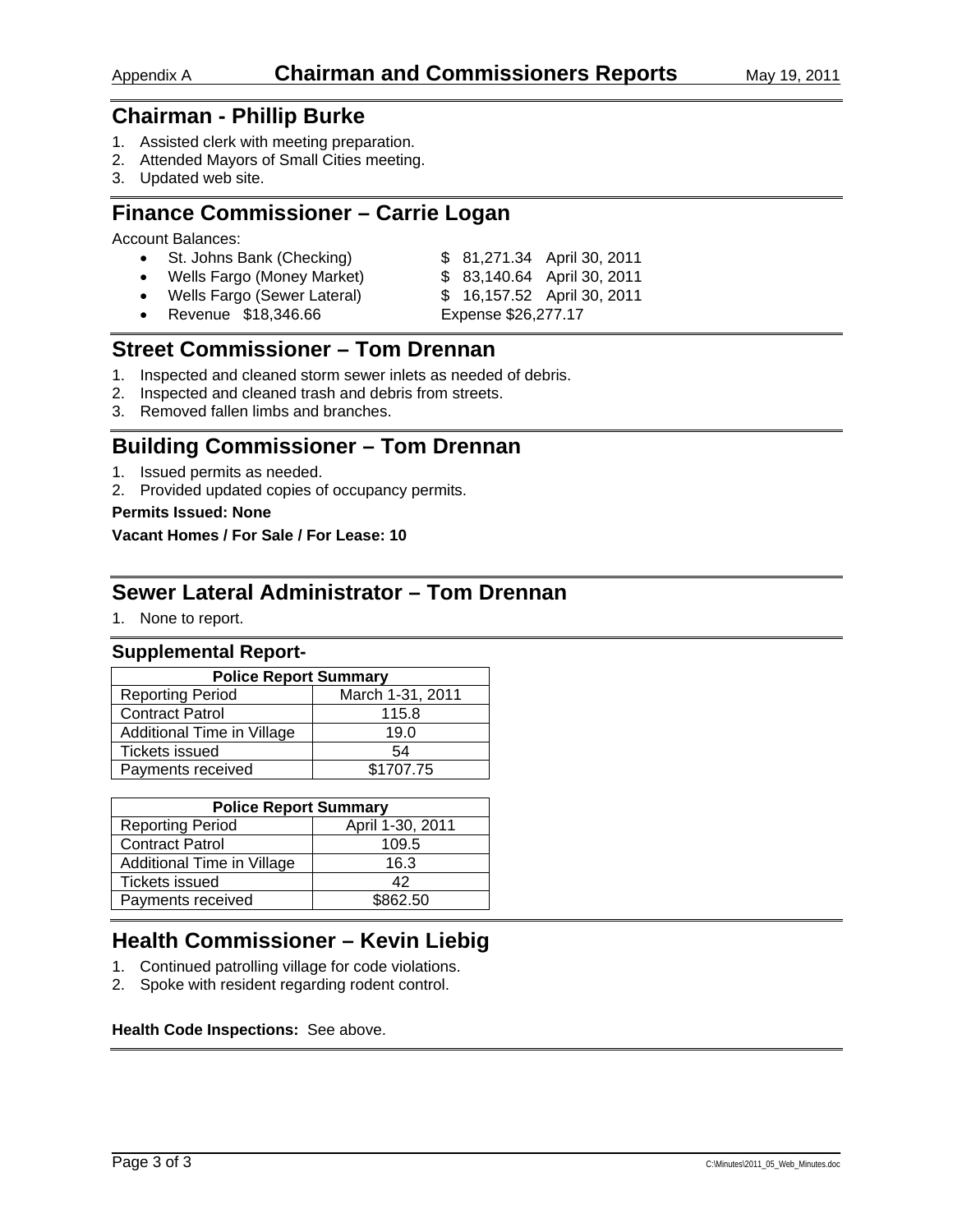Appendix A **Chairman and Commissioners Reports** May 19, 2011

## Chairman - Phillip Burke

1. Assisted clerk with meeting preparation.
2. Attended Mayors of Small Cities meeting.
3. Updated web site.

## Finance Commissioner – Carrie Logan

Account Balances:

- St. Johns Bank (Checking) $ 81,271.34 April 30, 2011
- Wells Fargo (Money Market) $ 83,140.64 April 30, 2011
- Wells Fargo (Sewer Lateral) $ 16,157.52 April 30, 2011
- Revenue $18,346.66 Expense $26,277.17

## Street Commissioner – Tom Drennan

1. Inspected and cleaned storm sewer inlets as needed of debris.
2. Inspected and cleaned trash and debris from streets.
3. Removed fallen limbs and branches.

## Building Commissioner – Tom Drennan

1. Issued permits as needed.
2. Provided updated copies of occupancy permits.

**Permits Issued: None**

**Vacant Homes / For Sale / For Lease: 10**

## Sewer Lateral Administrator – Tom Drennan

1. None to report.

### Supplemental Report-

| Police Report Summary | |
|---|---|
| Reporting Period | March 1-31, 2011 |
| Contract Patrol | 115.8 |
| Additional Time in Village | 19.0 |
| Tickets issued | 54 |
| Payments received | $1707.75 |

| Police Report Summary | |
|---|---|
| Reporting Period | April 1-30, 2011 |
| Contract Patrol | 109.5 |
| Additional Time in Village | 16.3 |
| Tickets issued | 42 |
| Payments received | $862.50 |

## Health Commissioner – Kevin Liebig

1. Continued patrolling village for code violations.
2. Spoke with resident regarding rodent control.

**Health Code Inspections:** See above.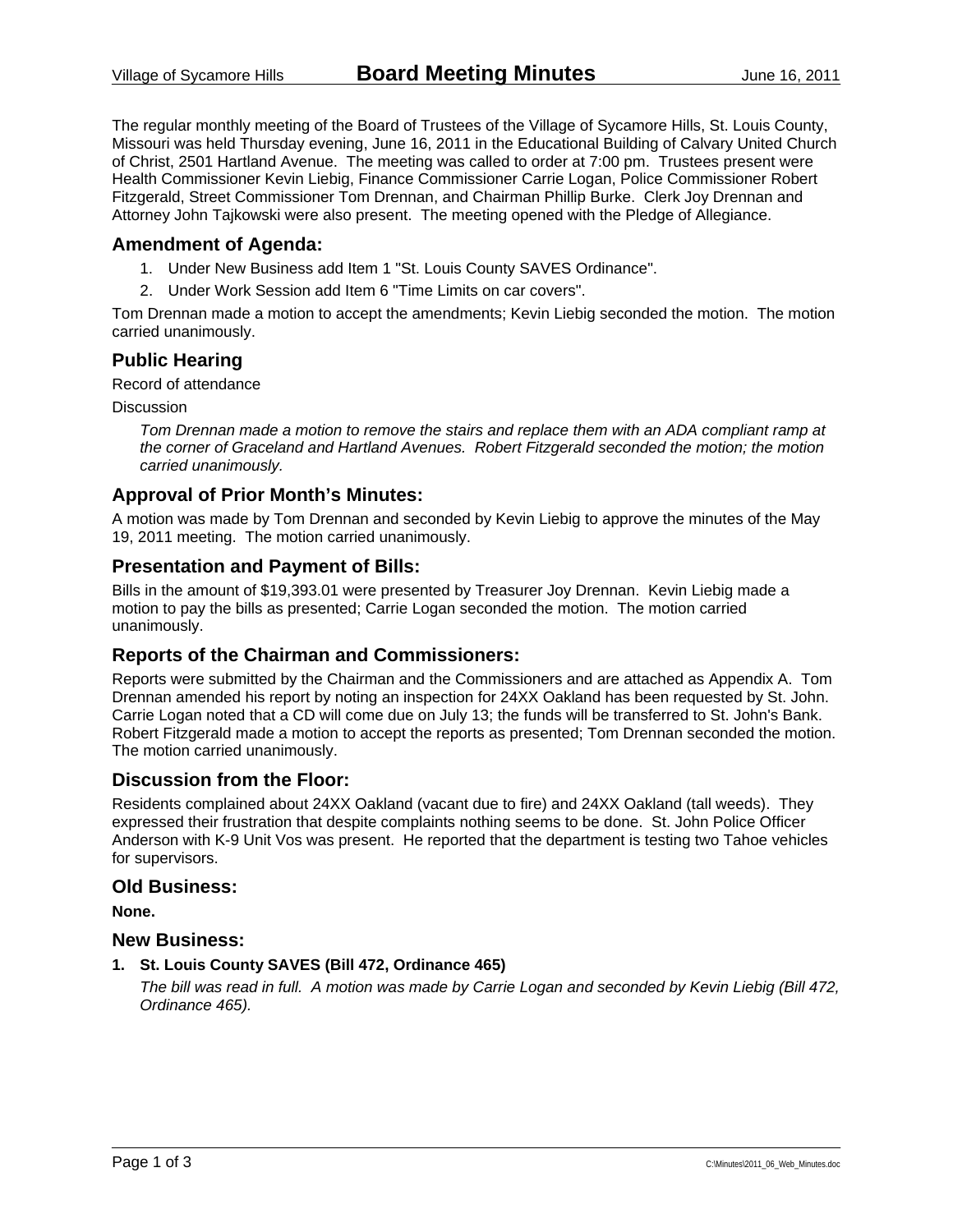The regular monthly meeting of the Board of Trustees of the Village of Sycamore Hills, St. Louis County, Missouri was held Thursday evening, June 16, 2011 in the Educational Building of Calvary United Church of Christ, 2501 Hartland Avenue. The meeting was called to order at 7:00 pm. Trustees present were Health Commissioner Kevin Liebig, Finance Commissioner Carrie Logan, Police Commissioner Robert Fitzgerald, Street Commissioner Tom Drennan, and Chairman Phillip Burke. Clerk Joy Drennan and Attorney John Tajkowski were also present. The meeting opened with the Pledge of Allegiance.

## Amendment of Agenda:

1. Under New Business add Item 1 "St. Louis County SAVES Ordinance".
2. Under Work Session add Item 6 "Time Limits on car covers".

Tom Drennan made a motion to accept the amendments; Kevin Liebig seconded the motion. The motion carried unanimously.

## Public Hearing

Record of attendance

Discussion

*Tom Drennan made a motion to remove the stairs and replace them with an ADA compliant ramp at the corner of Graceland and Hartland Avenues. Robert Fitzgerald seconded the motion; the motion carried unanimously.*

## Approval of Prior Month's Minutes:

A motion was made by Tom Drennan and seconded by Kevin Liebig to approve the minutes of the May 19, 2011 meeting. The motion carried unanimously.

## Presentation and Payment of Bills:

Bills in the amount of $19,393.01 were presented by Treasurer Joy Drennan. Kevin Liebig made a motion to pay the bills as presented; Carrie Logan seconded the motion. The motion carried unanimously.

## Reports of the Chairman and Commissioners:

Reports were submitted by the Chairman and the Commissioners and are attached as Appendix A. Tom Drennan amended his report by noting an inspection for 24XX Oakland has been requested by St. John. Carrie Logan noted that a CD will come due on July 13; the funds will be transferred to St. John's Bank. Robert Fitzgerald made a motion to accept the reports as presented; Tom Drennan seconded the motion. The motion carried unanimously.

## Discussion from the Floor:

Residents complained about 24XX Oakland (vacant due to fire) and 24XX Oakland (tall weeds). They expressed their frustration that despite complaints nothing seems to be done. St. John Police Officer Anderson with K-9 Unit Vos was present. He reported that the department is testing two Tahoe vehicles for supervisors.

## Old Business:

**None.**

## New Business:

**1. St. Louis County SAVES (Bill 472, Ordinance 465)**

*The bill was read in full. A motion was made by Carrie Logan and seconded by Kevin Liebig (Bill 472, Ordinance 465).*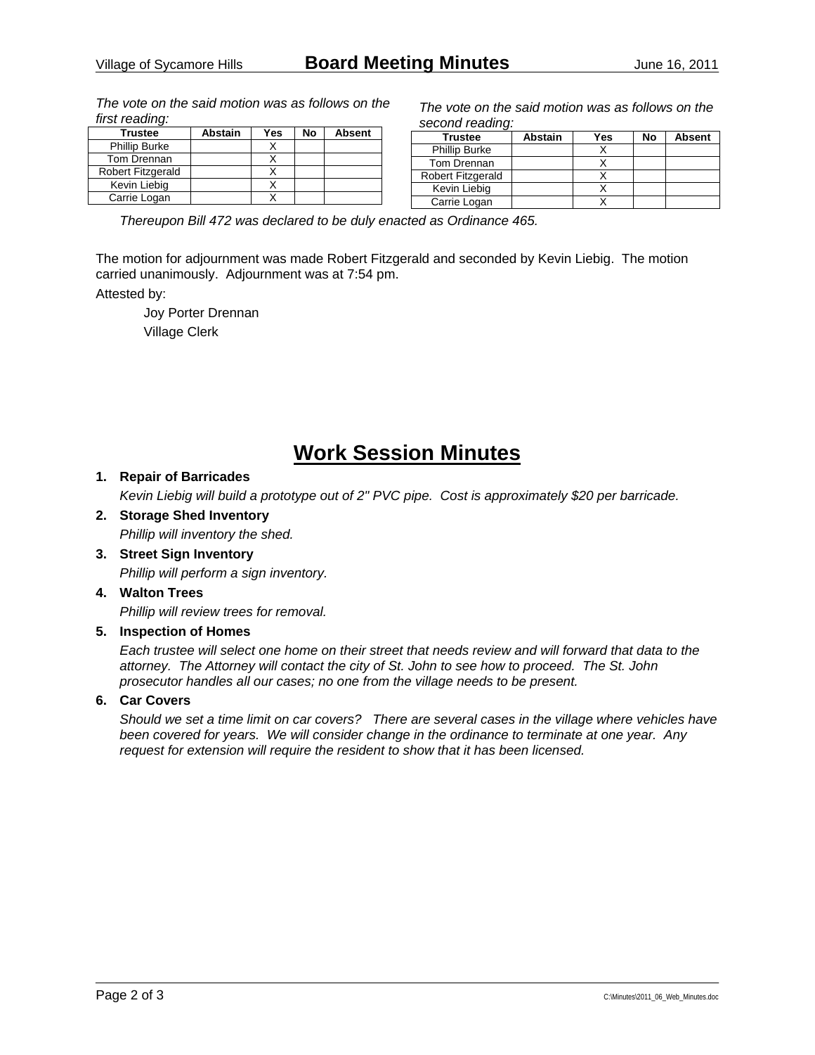*The vote on the said motion was as follows on the first reading:*

| Trustee | Abstain | Yes | No | Absent |
|---|---|---|---|---|
| Phillip Burke | | X | | |
| Tom Drennan | | X | | |
| Robert Fitzgerald | | X | | |
| Kevin Liebig | | X | | |
| Carrie Logan | | X | | |

*The vote on the said motion was as follows on the second reading:*

| Trustee | Abstain | Yes | No | Absent |
|---|---|---|---|---|
| Phillip Burke | | X | | |
| Tom Drennan | | X | | |
| Robert Fitzgerald | | X | | |
| Kevin Liebig | | X | | |
| Carrie Logan | | X | | |

*Thereupon Bill 472 was declared to be duly enacted as Ordinance 465.*

The motion for adjournment was made Robert Fitzgerald and seconded by Kevin Liebig. The motion carried unanimously. Adjournment was at 7:54 pm.

Attested by:

Joy Porter Drennan
Village Clerk

# Work Session Minutes

1. **Repair of Barricades**

   *Kevin Liebig will build a prototype out of 2" PVC pipe. Cost is approximately $20 per barricade.*

2. **Storage Shed Inventory**

   *Phillip will inventory the shed.*

3. **Street Sign Inventory**

   *Phillip will perform a sign inventory.*

4. **Walton Trees**

   *Phillip will review trees for removal.*

5. **Inspection of Homes**

   *Each trustee will select one home on their street that needs review and will forward that data to the attorney. The Attorney will contact the city of St. John to see how to proceed. The St. John prosecutor handles all our cases; no one from the village needs to be present.*

6. **Car Covers**

   *Should we set a time limit on car covers? There are several cases in the village where vehicles have been covered for years. We will consider change in the ordinance to terminate at one year. Any request for extension will require the resident to show that it has been licensed.*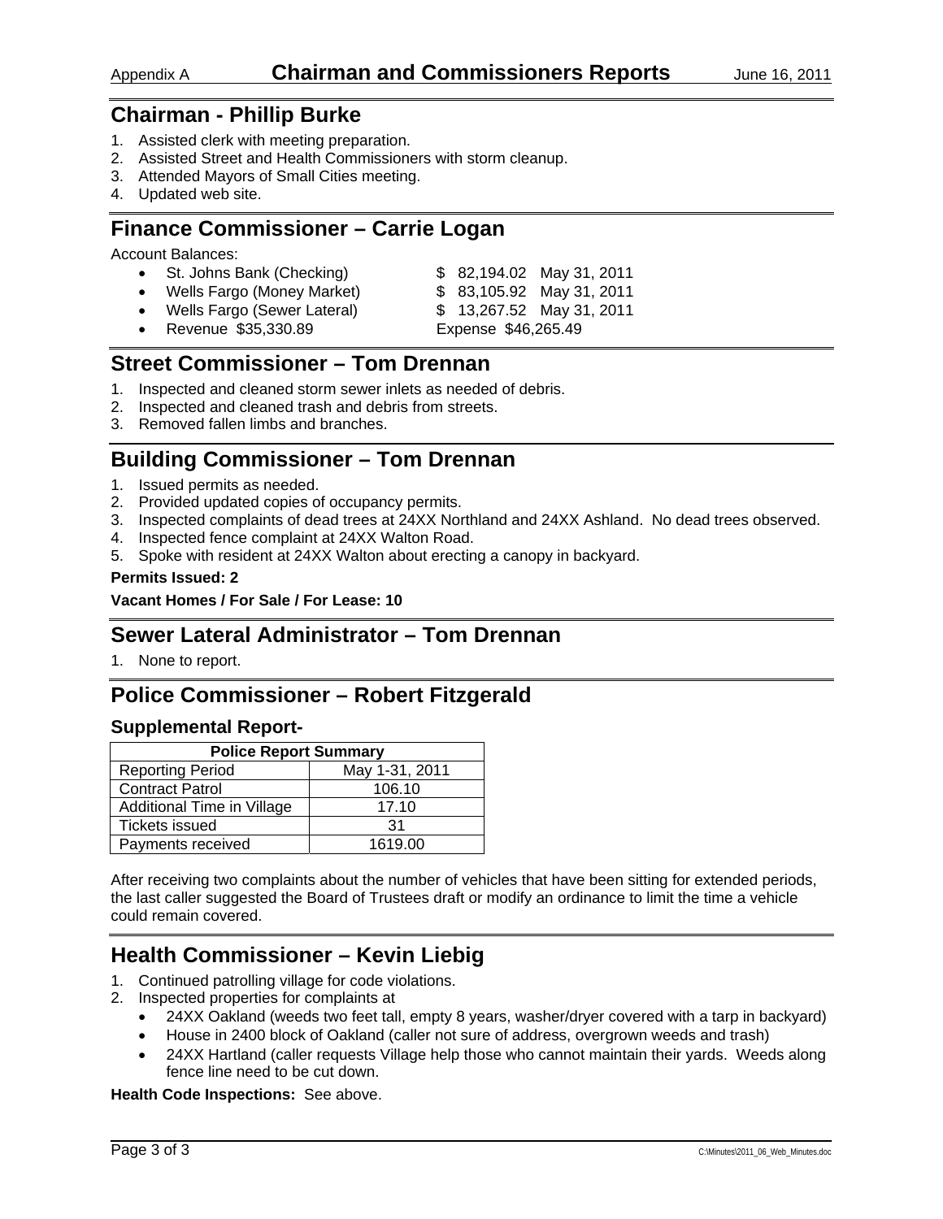# Chairman and Commissioners Reports

Appendix A — June 16, 2011

## Chairman - Phillip Burke

1. Assisted clerk with meeting preparation.
2. Assisted Street and Health Commissioners with storm cleanup.
3. Attended Mayors of Small Cities meeting.
4. Updated web site.

## Finance Commissioner – Carrie Logan

Account Balances:

- St. Johns Bank (Checking) $ 82,194.02 May 31, 2011
- Wells Fargo (Money Market) $ 83,105.92 May 31, 2011
- Wells Fargo (Sewer Lateral) $ 13,267.52 May 31, 2011
- Revenue $35,330.89 Expense $46,265.49

## Street Commissioner – Tom Drennan

1. Inspected and cleaned storm sewer inlets as needed of debris.
2. Inspected and cleaned trash and debris from streets.
3. Removed fallen limbs and branches.

## Building Commissioner – Tom Drennan

1. Issued permits as needed.
2. Provided updated copies of occupancy permits.
3. Inspected complaints of dead trees at 24XX Northland and 24XX Ashland. No dead trees observed.
4. Inspected fence complaint at 24XX Walton Road.
5. Spoke with resident at 24XX Walton about erecting a canopy in backyard.

**Permits Issued: 2**

**Vacant Homes / For Sale / For Lease: 10**

## Sewer Lateral Administrator – Tom Drennan

1. None to report.

## Police Commissioner – Robert Fitzgerald

### Supplemental Report-

| Police Report Summary | |
|---|---|
| Reporting Period | May 1-31, 2011 |
| Contract Patrol | 106.10 |
| Additional Time in Village | 17.10 |
| Tickets issued | 31 |
| Payments received | 1619.00 |

After receiving two complaints about the number of vehicles that have been sitting for extended periods, the last caller suggested the Board of Trustees draft or modify an ordinance to limit the time a vehicle could remain covered.

## Health Commissioner – Kevin Liebig

1. Continued patrolling village for code violations.
2. Inspected properties for complaints at
   - 24XX Oakland (weeds two feet tall, empty 8 years, washer/dryer covered with a tarp in backyard)
   - House in 2400 block of Oakland (caller not sure of address, overgrown weeds and trash)
   - 24XX Hartland (caller requests Village help those who cannot maintain their yards. Weeds along fence line need to be cut down.

**Health Code Inspections:** See above.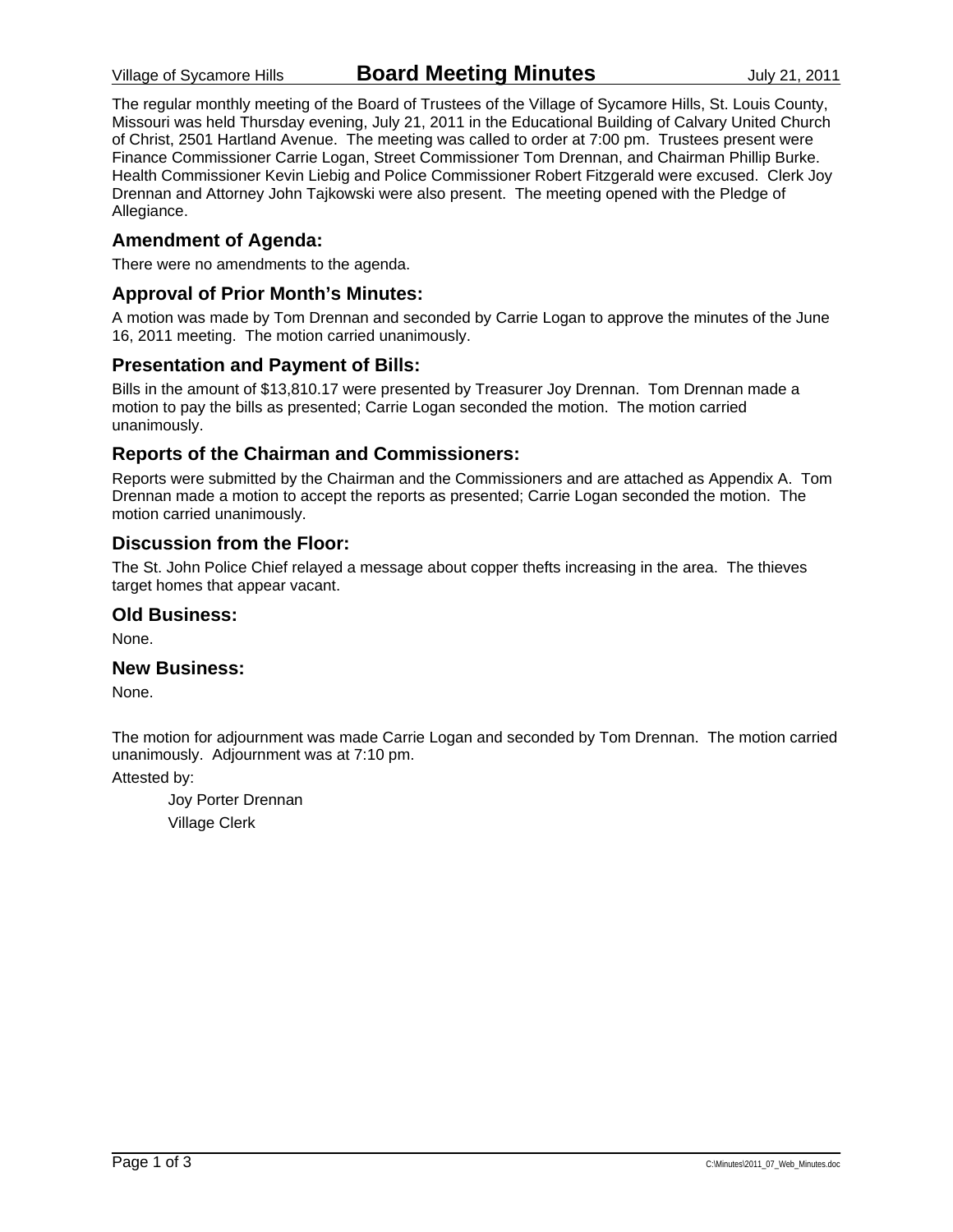Village of Sycamore Hills **Board Meeting Minutes** July 21, 2011

The regular monthly meeting of the Board of Trustees of the Village of Sycamore Hills, St. Louis County, Missouri was held Thursday evening, July 21, 2011 in the Educational Building of Calvary United Church of Christ, 2501 Hartland Avenue. The meeting was called to order at 7:00 pm. Trustees present were Finance Commissioner Carrie Logan, Street Commissioner Tom Drennan, and Chairman Phillip Burke. Health Commissioner Kevin Liebig and Police Commissioner Robert Fitzgerald were excused. Clerk Joy Drennan and Attorney John Tajkowski were also present. The meeting opened with the Pledge of Allegiance.

## Amendment of Agenda:

There were no amendments to the agenda.

## Approval of Prior Month's Minutes:

A motion was made by Tom Drennan and seconded by Carrie Logan to approve the minutes of the June 16, 2011 meeting. The motion carried unanimously.

## Presentation and Payment of Bills:

Bills in the amount of $13,810.17 were presented by Treasurer Joy Drennan. Tom Drennan made a motion to pay the bills as presented; Carrie Logan seconded the motion. The motion carried unanimously.

## Reports of the Chairman and Commissioners:

Reports were submitted by the Chairman and the Commissioners and are attached as Appendix A. Tom Drennan made a motion to accept the reports as presented; Carrie Logan seconded the motion. The motion carried unanimously.

## Discussion from the Floor:

The St. John Police Chief relayed a message about copper thefts increasing in the area. The thieves target homes that appear vacant.

## Old Business:

None.

## New Business:

None.

The motion for adjournment was made Carrie Logan and seconded by Tom Drennan. The motion carried unanimously. Adjournment was at 7:10 pm.

Attested by:

Joy Porter Drennan
Village Clerk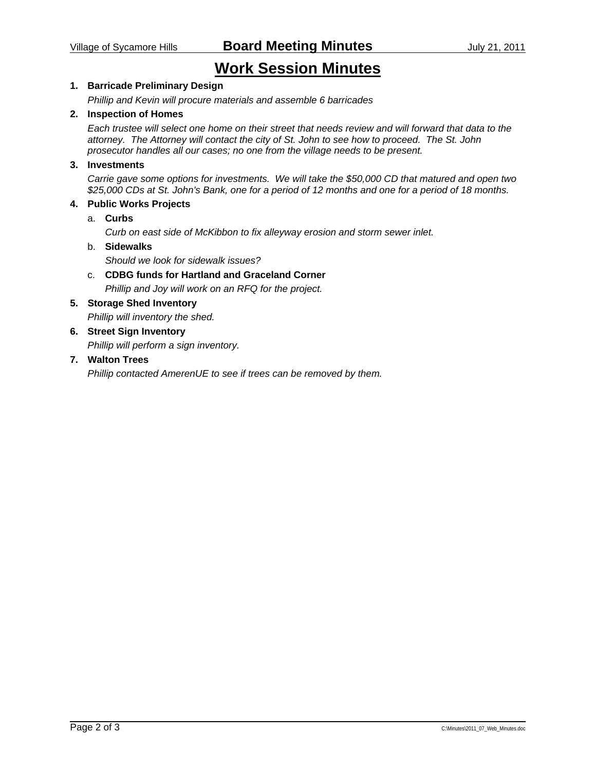# Work Session Minutes

1. **Barricade Preliminary Design**

   *Phillip and Kevin will procure materials and assemble 6 barricades*

2. **Inspection of Homes**

   *Each trustee will select one home on their street that needs review and will forward that data to the attorney. The Attorney will contact the city of St. John to see how to proceed. The St. John prosecutor handles all our cases; no one from the village needs to be present.*

3. **Investments**

   *Carrie gave some options for investments. We will take the $50,000 CD that matured and open two $25,000 CDs at St. John's Bank, one for a period of 12 months and one for a period of 18 months.*

4. **Public Works Projects**

   a. **Curbs**

      *Curb on east side of McKibbon to fix alleyway erosion and storm sewer inlet.*

   b. **Sidewalks**

      *Should we look for sidewalk issues?*

   c. **CDBG funds for Hartland and Graceland Corner**

      *Phillip and Joy will work on an RFQ for the project.*

5. **Storage Shed Inventory**

   *Phillip will inventory the shed.*

6. **Street Sign Inventory**

   *Phillip will perform a sign inventory.*

7. **Walton Trees**

   *Phillip contacted AmerenUE to see if trees can be removed by them.*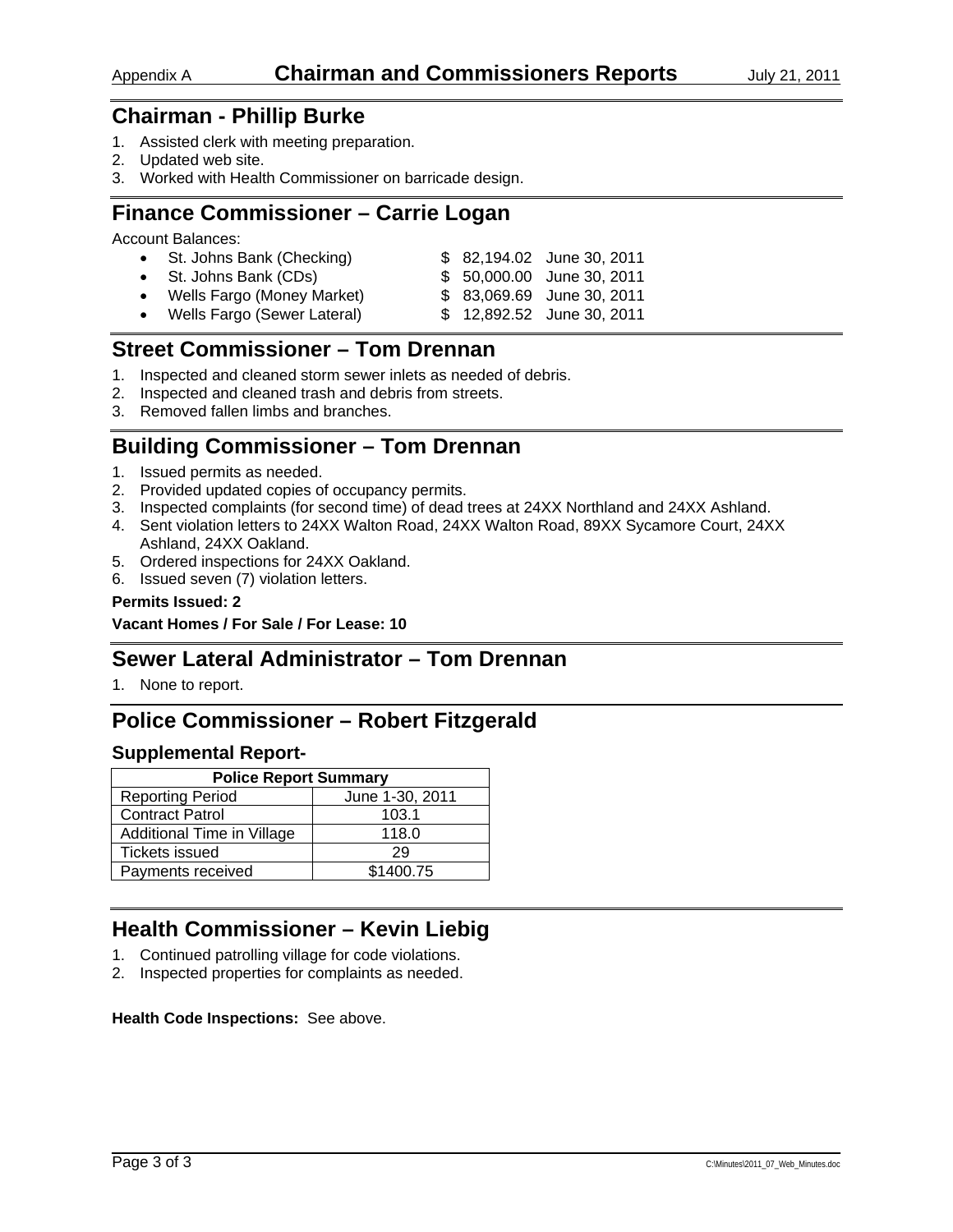# Chairman and Commissioners Reports

## Chairman - Phillip Burke

1. Assisted clerk with meeting preparation.
2. Updated web site.
3. Worked with Health Commissioner on barricade design.

## Finance Commissioner – Carrie Logan

Account Balances:

- St. Johns Bank (Checking) $ 82,194.02 June 30, 2011
- St. Johns Bank (CDs) $ 50,000.00 June 30, 2011
- Wells Fargo (Money Market) $ 83,069.69 June 30, 2011
- Wells Fargo (Sewer Lateral) $ 12,892.52 June 30, 2011

## Street Commissioner – Tom Drennan

1. Inspected and cleaned storm sewer inlets as needed of debris.
2. Inspected and cleaned trash and debris from streets.
3. Removed fallen limbs and branches.

## Building Commissioner – Tom Drennan

1. Issued permits as needed.
2. Provided updated copies of occupancy permits.
3. Inspected complaints (for second time) of dead trees at 24XX Northland and 24XX Ashland.
4. Sent violation letters to 24XX Walton Road, 24XX Walton Road, 89XX Sycamore Court, 24XX Ashland, 24XX Oakland.
5. Ordered inspections for 24XX Oakland.
6. Issued seven (7) violation letters.

**Permits Issued: 2**

**Vacant Homes / For Sale / For Lease: 10**

## Sewer Lateral Administrator – Tom Drennan

1. None to report.

## Police Commissioner – Robert Fitzgerald

### Supplemental Report-

| Police Report Summary | |
|---|---|
| Reporting Period | June 1-30, 2011 |
| Contract Patrol | 103.1 |
| Additional Time in Village | 118.0 |
| Tickets issued | 29 |
| Payments received | $1400.75 |

## Health Commissioner – Kevin Liebig

1. Continued patrolling village for code violations.
2. Inspected properties for complaints as needed.

**Health Code Inspections:** See above.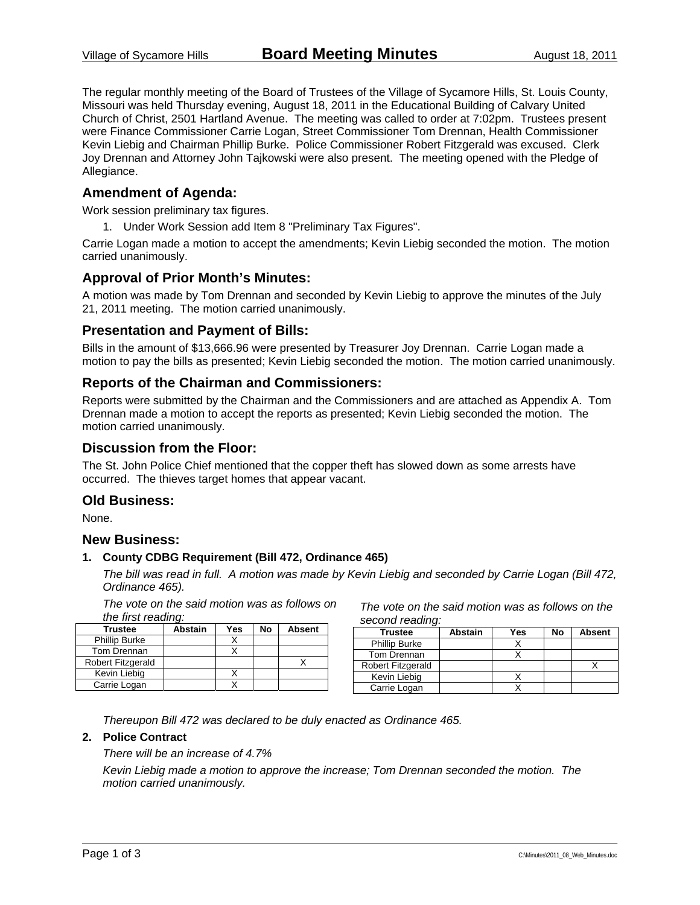The regular monthly meeting of the Board of Trustees of the Village of Sycamore Hills, St. Louis County, Missouri was held Thursday evening, August 18, 2011 in the Educational Building of Calvary United Church of Christ, 2501 Hartland Avenue. The meeting was called to order at 7:02pm. Trustees present were Finance Commissioner Carrie Logan, Street Commissioner Tom Drennan, Health Commissioner Kevin Liebig and Chairman Phillip Burke. Police Commissioner Robert Fitzgerald was excused. Clerk Joy Drennan and Attorney John Tajkowski were also present. The meeting opened with the Pledge of Allegiance.

## Amendment of Agenda:

Work session preliminary tax figures.

1. Under Work Session add Item 8 "Preliminary Tax Figures".

Carrie Logan made a motion to accept the amendments; Kevin Liebig seconded the motion. The motion carried unanimously.

## Approval of Prior Month's Minutes:

A motion was made by Tom Drennan and seconded by Kevin Liebig to approve the minutes of the July 21, 2011 meeting. The motion carried unanimously.

## Presentation and Payment of Bills:

Bills in the amount of $13,666.96 were presented by Treasurer Joy Drennan. Carrie Logan made a motion to pay the bills as presented; Kevin Liebig seconded the motion. The motion carried unanimously.

## Reports of the Chairman and Commissioners:

Reports were submitted by the Chairman and the Commissioners and are attached as Appendix A. Tom Drennan made a motion to accept the reports as presented; Kevin Liebig seconded the motion. The motion carried unanimously.

## Discussion from the Floor:

The St. John Police Chief mentioned that the copper theft has slowed down as some arrests have occurred. The thieves target homes that appear vacant.

## Old Business:

None.

## New Business:

### 1. County CDBG Requirement (Bill 472, Ordinance 465)

*The bill was read in full. A motion was made by Kevin Liebig and seconded by Carrie Logan (Bill 472, Ordinance 465).*

*The vote on the said motion was as follows on the first reading:*

| Trustee | Abstain | Yes | No | Absent |
|---|---|---|---|---|
| Phillip Burke | | X | | |
| Tom Drennan | | X | | |
| Robert Fitzgerald | | | | X |
| Kevin Liebig | | X | | |
| Carrie Logan | | X | | |

*The vote on the said motion was as follows on the second reading:*

| Trustee | Abstain | Yes | No | Absent |
|---|---|---|---|---|
| Phillip Burke | | X | | |
| Tom Drennan | | X | | |
| Robert Fitzgerald | | | | X |
| Kevin Liebig | | X | | |
| Carrie Logan | | X | | |

*Thereupon Bill 472 was declared to be duly enacted as Ordinance 465.*

### 2. Police Contract

*There will be an increase of 4.7%*

*Kevin Liebig made a motion to approve the increase; Tom Drennan seconded the motion. The motion carried unanimously.*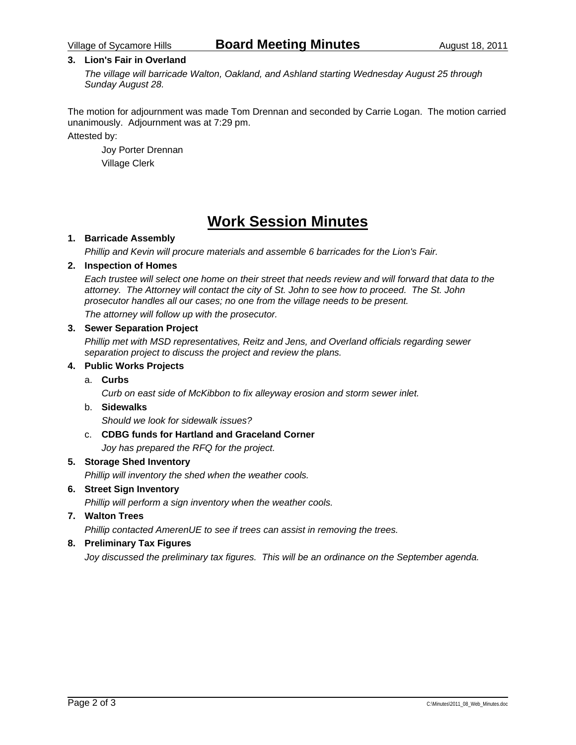3. **Lion's Fair in Overland**

   *The village will barricade Walton, Oakland, and Ashland starting Wednesday August 25 through Sunday August 28.*

The motion for adjournment was made Tom Drennan and seconded by Carrie Logan. The motion carried unanimously. Adjournment was at 7:29 pm.

Attested by:

> Joy Porter Drennan
> Village Clerk

# Work Session Minutes

1. **Barricade Assembly**

   *Phillip and Kevin will procure materials and assemble 6 barricades for the Lion's Fair.*

2. **Inspection of Homes**

   *Each trustee will select one home on their street that needs review and will forward that data to the attorney. The Attorney will contact the city of St. John to see how to proceed. The St. John prosecutor handles all our cases; no one from the village needs to be present.*

   *The attorney will follow up with the prosecutor.*

3. **Sewer Separation Project**

   *Phillip met with MSD representatives, Reitz and Jens, and Overland officials regarding sewer separation project to discuss the project and review the plans.*

4. **Public Works Projects**

   a. **Curbs**

      *Curb on east side of McKibbon to fix alleyway erosion and storm sewer inlet.*

   b. **Sidewalks**

      *Should we look for sidewalk issues?*

   c. **CDBG funds for Hartland and Graceland Corner**

      *Joy has prepared the RFQ for the project.*

5. **Storage Shed Inventory**

   *Phillip will inventory the shed when the weather cools.*

6. **Street Sign Inventory**

   *Phillip will perform a sign inventory when the weather cools.*

7. **Walton Trees**

   *Phillip contacted AmerenUE to see if trees can assist in removing the trees.*

8. **Preliminary Tax Figures**

   *Joy discussed the preliminary tax figures. This will be an ordinance on the September agenda.*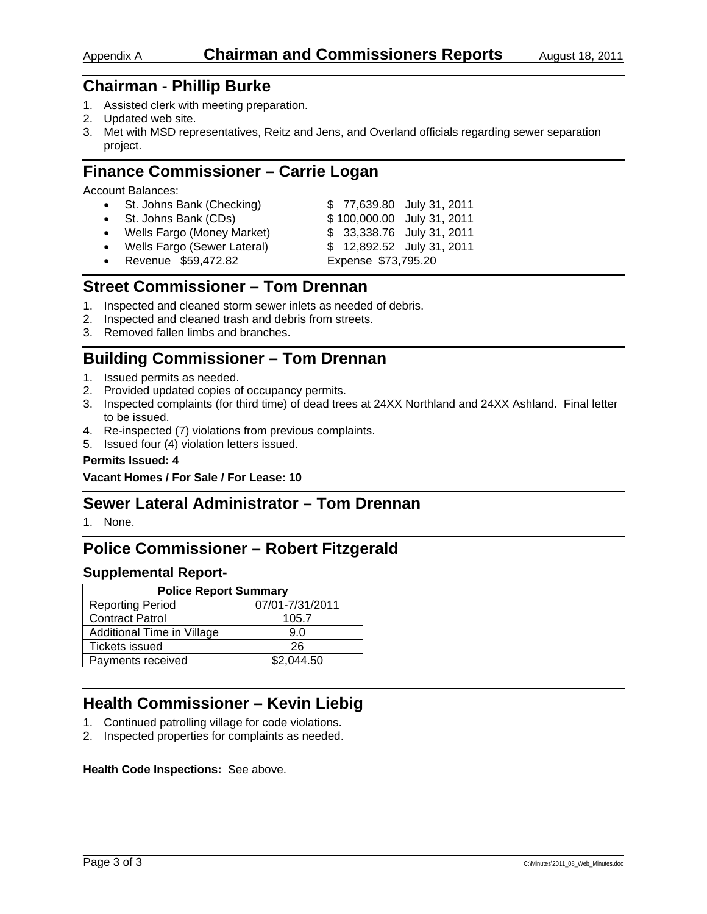Appendix A **Chairman and Commissioners Reports** August 18, 2011

## Chairman - Phillip Burke

1. Assisted clerk with meeting preparation.
2. Updated web site.
3. Met with MSD representatives, Reitz and Jens, and Overland officials regarding sewer separation project.

## Finance Commissioner – Carrie Logan

Account Balances:

- St. Johns Bank (Checking) $ 77,639.80 July 31, 2011
- St. Johns Bank (CDs) $ 100,000.00 July 31, 2011
- Wells Fargo (Money Market) $ 33,338.76 July 31, 2011
- Wells Fargo (Sewer Lateral) $ 12,892.52 July 31, 2011
- Revenue $59,472.82 Expense $73,795.20

## Street Commissioner – Tom Drennan

1. Inspected and cleaned storm sewer inlets as needed of debris.
2. Inspected and cleaned trash and debris from streets.
3. Removed fallen limbs and branches.

## Building Commissioner – Tom Drennan

1. Issued permits as needed.
2. Provided updated copies of occupancy permits.
3. Inspected complaints (for third time) of dead trees at 24XX Northland and 24XX Ashland. Final letter to be issued.
4. Re-inspected (7) violations from previous complaints.
5. Issued four (4) violation letters issued.

**Permits Issued: 4**

**Vacant Homes / For Sale / For Lease: 10**

## Sewer Lateral Administrator – Tom Drennan

1. None.

## Police Commissioner – Robert Fitzgerald

### Supplemental Report-

| Police Report Summary | |
|---|---|
| Reporting Period | 07/01-7/31/2011 |
| Contract Patrol | 105.7 |
| Additional Time in Village | 9.0 |
| Tickets issued | 26 |
| Payments received | $2,044.50 |

## Health Commissioner – Kevin Liebig

1. Continued patrolling village for code violations.
2. Inspected properties for complaints as needed.

**Health Code Inspections:** See above.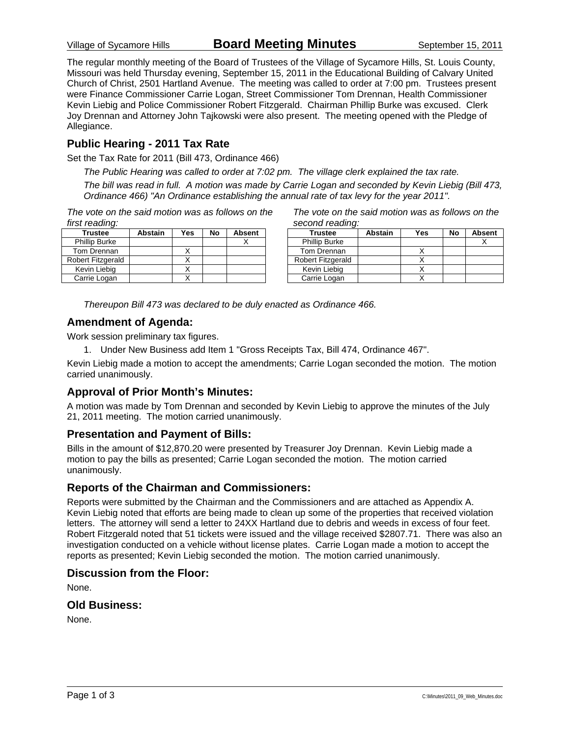The regular monthly meeting of the Board of Trustees of the Village of Sycamore Hills, St. Louis County, Missouri was held Thursday evening, September 15, 2011 in the Educational Building of Calvary United Church of Christ, 2501 Hartland Avenue. The meeting was called to order at 7:00 pm. Trustees present were Finance Commissioner Carrie Logan, Street Commissioner Tom Drennan, Health Commissioner Kevin Liebig and Police Commissioner Robert Fitzgerald. Chairman Phillip Burke was excused. Clerk Joy Drennan and Attorney John Tajkowski were also present. The meeting opened with the Pledge of Allegiance.

## Public Hearing - 2011 Tax Rate

Set the Tax Rate for 2011 (Bill 473, Ordinance 466)

*The Public Hearing was called to order at 7:02 pm. The village clerk explained the tax rate.*

*The bill was read in full. A motion was made by Carrie Logan and seconded by Kevin Liebig (Bill 473, Ordinance 466) "An Ordinance establishing the annual rate of tax levy for the year 2011".*

*The vote on the said motion was as follows on the first reading:*

| Trustee | Abstain | Yes | No | Absent |
|---|---|---|---|---|
| Phillip Burke | | | | X |
| Tom Drennan | | X | | |
| Robert Fitzgerald | | X | | |
| Kevin Liebig | | X | | |
| Carrie Logan | | X | | |

*The vote on the said motion was as follows on the second reading:*

| Trustee | Abstain | Yes | No | Absent |
|---|---|---|---|---|
| Phillip Burke | | | | X |
| Tom Drennan | | X | | |
| Robert Fitzgerald | | X | | |
| Kevin Liebig | | X | | |
| Carrie Logan | | X | | |

*Thereupon Bill 473 was declared to be duly enacted as Ordinance 466.*

## Amendment of Agenda:

Work session preliminary tax figures.

1. Under New Business add Item 1 "Gross Receipts Tax, Bill 474, Ordinance 467".

Kevin Liebig made a motion to accept the amendments; Carrie Logan seconded the motion. The motion carried unanimously.

## Approval of Prior Month's Minutes:

A motion was made by Tom Drennan and seconded by Kevin Liebig to approve the minutes of the July 21, 2011 meeting. The motion carried unanimously.

## Presentation and Payment of Bills:

Bills in the amount of $12,870.20 were presented by Treasurer Joy Drennan. Kevin Liebig made a motion to pay the bills as presented; Carrie Logan seconded the motion. The motion carried unanimously.

## Reports of the Chairman and Commissioners:

Reports were submitted by the Chairman and the Commissioners and are attached as Appendix A. Kevin Liebig noted that efforts are being made to clean up some of the properties that received violation letters. The attorney will send a letter to 24XX Hartland due to debris and weeds in excess of four feet. Robert Fitzgerald noted that 51 tickets were issued and the village received $2807.71. There was also an investigation conducted on a vehicle without license plates. Carrie Logan made a motion to accept the reports as presented; Kevin Liebig seconded the motion. The motion carried unanimously.

## Discussion from the Floor:

None.

## Old Business:

None.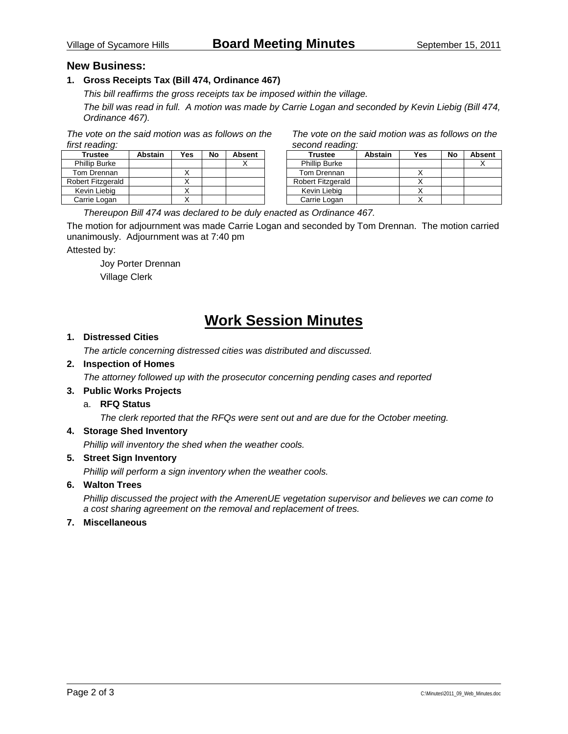## New Business:

1. **Gross Receipts Tax (Bill 474, Ordinance 467)**

   *This bill reaffirms the gross receipts tax be imposed within the village.*

   *The bill was read in full. A motion was made by Carrie Logan and seconded by Kevin Liebig (Bill 474, Ordinance 467).*

*The vote on the said motion was as follows on the first reading:*

| Trustee | Abstain | Yes | No | Absent |
|---|---|---|---|---|
| Phillip Burke | | | | X |
| Tom Drennan | | X | | |
| Robert Fitzgerald | | X | | |
| Kevin Liebig | | X | | |
| Carrie Logan | | X | | |

*The vote on the said motion was as follows on the second reading:*

| Trustee | Abstain | Yes | No | Absent |
|---|---|---|---|---|
| Phillip Burke | | | | X |
| Tom Drennan | | X | | |
| Robert Fitzgerald | | X | | |
| Kevin Liebig | | X | | |
| Carrie Logan | | X | | |

*Thereupon Bill 474 was declared to be duly enacted as Ordinance 467.*

The motion for adjournment was made Carrie Logan and seconded by Tom Drennan. The motion carried unanimously. Adjournment was at 7:40 pm

Attested by:

Joy Porter Drennan
Village Clerk

# Work Session Minutes

1. **Distressed Cities**

   *The article concerning distressed cities was distributed and discussed.*

2. **Inspection of Homes**

   *The attorney followed up with the prosecutor concerning pending cases and reported*

3. **Public Works Projects**

   a. **RFQ Status**

      *The clerk reported that the RFQs were sent out and are due for the October meeting.*

4. **Storage Shed Inventory**

   *Phillip will inventory the shed when the weather cools.*

5. **Street Sign Inventory**

   *Phillip will perform a sign inventory when the weather cools.*

6. **Walton Trees**

   *Phillip discussed the project with the AmerenUE vegetation supervisor and believes we can come to a cost sharing agreement on the removal and replacement of trees.*

7. **Miscellaneous**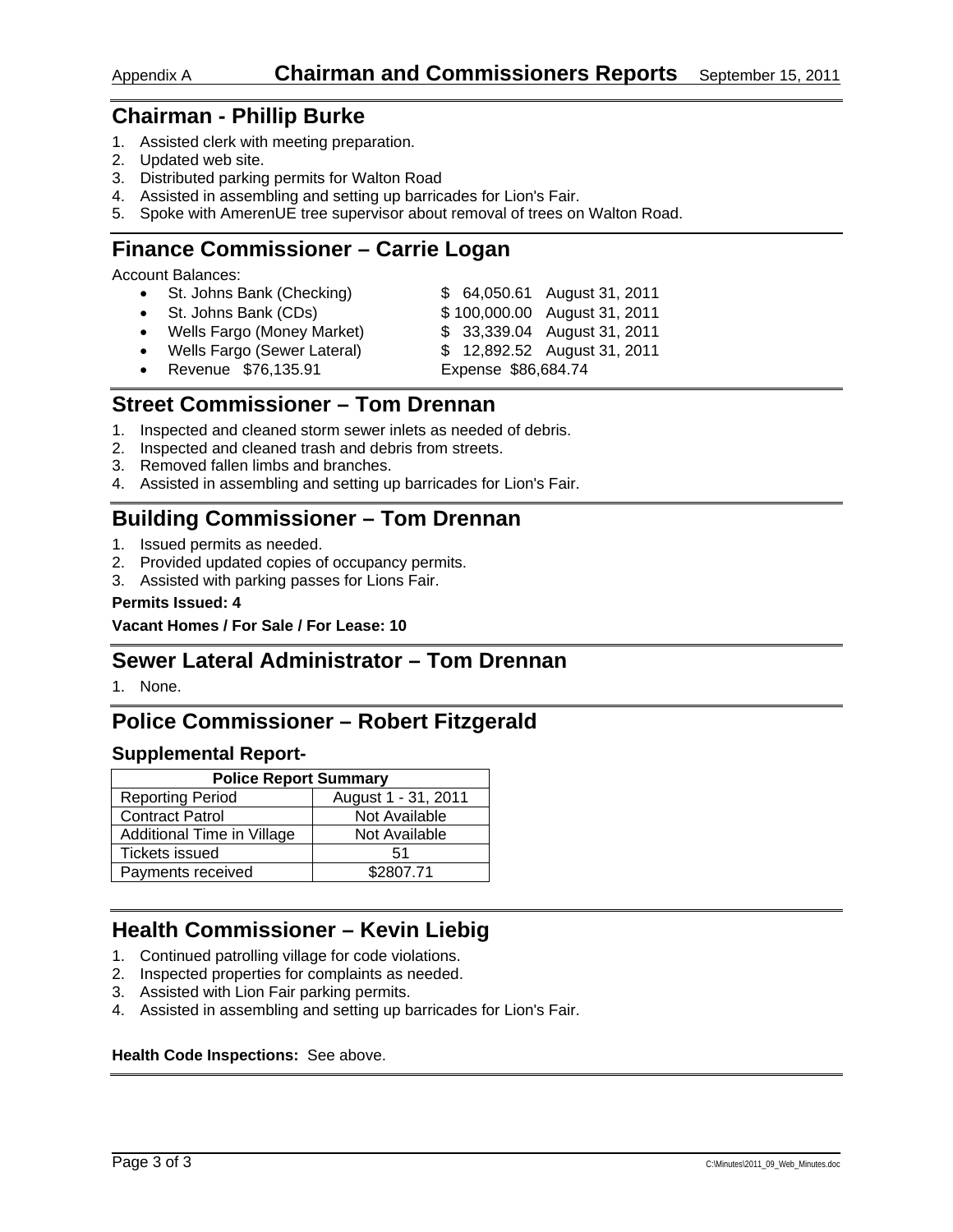Appendix A **Chairman and Commissioners Reports** September 15, 2011

## Chairman - Phillip Burke

1. Assisted clerk with meeting preparation.
2. Updated web site.
3. Distributed parking permits for Walton Road
4. Assisted in assembling and setting up barricades for Lion's Fair.
5. Spoke with AmerenUE tree supervisor about removal of trees on Walton Road.

## Finance Commissioner – Carrie Logan

Account Balances:

- St. Johns Bank (Checking) $ 64,050.61 August 31, 2011
- St. Johns Bank (CDs) $ 100,000.00 August 31, 2011
- Wells Fargo (Money Market) $ 33,339.04 August 31, 2011
- Wells Fargo (Sewer Lateral) $ 12,892.52 August 31, 2011
- Revenue $76,135.91 Expense $86,684.74

## Street Commissioner – Tom Drennan

1. Inspected and cleaned storm sewer inlets as needed of debris.
2. Inspected and cleaned trash and debris from streets.
3. Removed fallen limbs and branches.
4. Assisted in assembling and setting up barricades for Lion's Fair.

## Building Commissioner – Tom Drennan

1. Issued permits as needed.
2. Provided updated copies of occupancy permits.
3. Assisted with parking passes for Lions Fair.

**Permits Issued: 4**

**Vacant Homes / For Sale / For Lease: 10**

## Sewer Lateral Administrator – Tom Drennan

1. None.

## Police Commissioner – Robert Fitzgerald

### Supplemental Report-

| Police Report Summary | |
|---|---|
| Reporting Period | August 1 - 31, 2011 |
| Contract Patrol | Not Available |
| Additional Time in Village | Not Available |
| Tickets issued | 51 |
| Payments received | $2807.71 |

## Health Commissioner – Kevin Liebig

1. Continued patrolling village for code violations.
2. Inspected properties for complaints as needed.
3. Assisted with Lion Fair parking permits.
4. Assisted in assembling and setting up barricades for Lion's Fair.

**Health Code Inspections:** See above.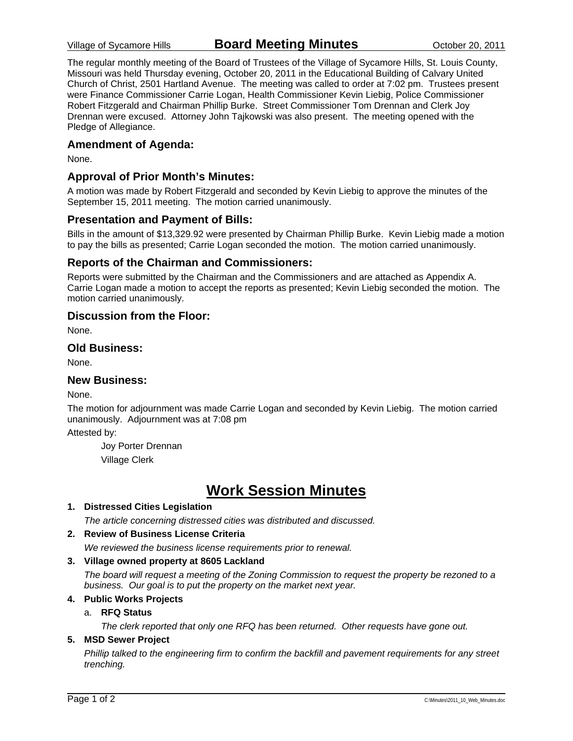Village of Sycamore Hills **Board Meeting Minutes** October 20, 2011

The regular monthly meeting of the Board of Trustees of the Village of Sycamore Hills, St. Louis County, Missouri was held Thursday evening, October 20, 2011 in the Educational Building of Calvary United Church of Christ, 2501 Hartland Avenue. The meeting was called to order at 7:02 pm. Trustees present were Finance Commissioner Carrie Logan, Health Commissioner Kevin Liebig, Police Commissioner Robert Fitzgerald and Chairman Phillip Burke. Street Commissioner Tom Drennan and Clerk Joy Drennan were excused. Attorney John Tajkowski was also present. The meeting opened with the Pledge of Allegiance.

## Amendment of Agenda:

None.

## Approval of Prior Month's Minutes:

A motion was made by Robert Fitzgerald and seconded by Kevin Liebig to approve the minutes of the September 15, 2011 meeting. The motion carried unanimously.

## Presentation and Payment of Bills:

Bills in the amount of $13,329.92 were presented by Chairman Phillip Burke. Kevin Liebig made a motion to pay the bills as presented; Carrie Logan seconded the motion. The motion carried unanimously.

## Reports of the Chairman and Commissioners:

Reports were submitted by the Chairman and the Commissioners and are attached as Appendix A. Carrie Logan made a motion to accept the reports as presented; Kevin Liebig seconded the motion. The motion carried unanimously.

## Discussion from the Floor:

None.

## Old Business:

None.

## New Business:

None.

The motion for adjournment was made Carrie Logan and seconded by Kevin Liebig. The motion carried unanimously. Adjournment was at 7:08 pm

Attested by:

Joy Porter Drennan
Village Clerk

# Work Session Minutes

1. **Distressed Cities Legislation**

   *The article concerning distressed cities was distributed and discussed.*

2. **Review of Business License Criteria**

   *We reviewed the business license requirements prior to renewal.*

3. **Village owned property at 8605 Lackland**

   *The board will request a meeting of the Zoning Commission to request the property be rezoned to a business. Our goal is to put the property on the market next year.*

4. **Public Works Projects**

   a. **RFQ Status**

      *The clerk reported that only one RFQ has been returned. Other requests have gone out.*

5. **MSD Sewer Project**

   *Phillip talked to the engineering firm to confirm the backfill and pavement requirements for any street trenching.*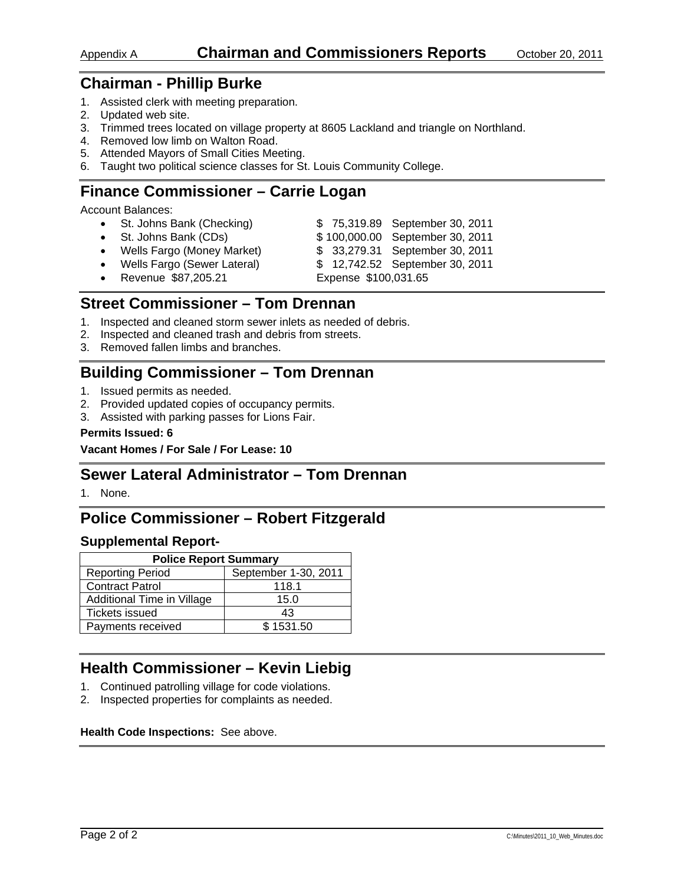Appendix A **Chairman and Commissioners Reports** October 20, 2011

## Chairman - Phillip Burke

1. Assisted clerk with meeting preparation.
2. Updated web site.
3. Trimmed trees located on village property at 8605 Lackland and triangle on Northland.
4. Removed low limb on Walton Road.
5. Attended Mayors of Small Cities Meeting.
6. Taught two political science classes for St. Louis Community College.

## Finance Commissioner – Carrie Logan

Account Balances:

- St. Johns Bank (Checking) $ 75,319.89 September 30, 2011
- St. Johns Bank (CDs) $ 100,000.00 September 30, 2011
- Wells Fargo (Money Market) $ 33,279.31 September 30, 2011
- Wells Fargo (Sewer Lateral) $ 12,742.52 September 30, 2011
- Revenue $87,205.21 Expense $100,031.65

## Street Commissioner – Tom Drennan

1. Inspected and cleaned storm sewer inlets as needed of debris.
2. Inspected and cleaned trash and debris from streets.
3. Removed fallen limbs and branches.

## Building Commissioner – Tom Drennan

1. Issued permits as needed.
2. Provided updated copies of occupancy permits.
3. Assisted with parking passes for Lions Fair.

**Permits Issued: 6**

**Vacant Homes / For Sale / For Lease: 10**

## Sewer Lateral Administrator – Tom Drennan

1. None.

## Police Commissioner – Robert Fitzgerald

### Supplemental Report-

| Police Report Summary | |
|---|---|
| Reporting Period | September 1-30, 2011 |
| Contract Patrol | 118.1 |
| Additional Time in Village | 15.0 |
| Tickets issued | 43 |
| Payments received | $ 1531.50 |

## Health Commissioner – Kevin Liebig

1. Continued patrolling village for code violations.
2. Inspected properties for complaints as needed.

**Health Code Inspections:** See above.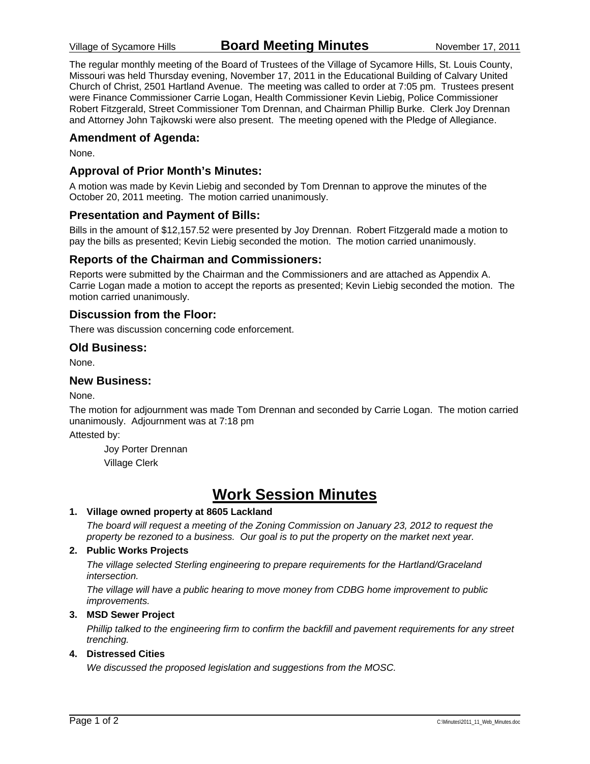# Board Meeting Minutes

The regular monthly meeting of the Board of Trustees of the Village of Sycamore Hills, St. Louis County, Missouri was held Thursday evening, November 17, 2011 in the Educational Building of Calvary United Church of Christ, 2501 Hartland Avenue. The meeting was called to order at 7:05 pm. Trustees present were Finance Commissioner Carrie Logan, Health Commissioner Kevin Liebig, Police Commissioner Robert Fitzgerald, Street Commissioner Tom Drennan, and Chairman Phillip Burke. Clerk Joy Drennan and Attorney John Tajkowski were also present. The meeting opened with the Pledge of Allegiance.

## Amendment of Agenda:

None.

## Approval of Prior Month's Minutes:

A motion was made by Kevin Liebig and seconded by Tom Drennan to approve the minutes of the October 20, 2011 meeting. The motion carried unanimously.

## Presentation and Payment of Bills:

Bills in the amount of $12,157.52 were presented by Joy Drennan. Robert Fitzgerald made a motion to pay the bills as presented; Kevin Liebig seconded the motion. The motion carried unanimously.

## Reports of the Chairman and Commissioners:

Reports were submitted by the Chairman and the Commissioners and are attached as Appendix A. Carrie Logan made a motion to accept the reports as presented; Kevin Liebig seconded the motion. The motion carried unanimously.

## Discussion from the Floor:

There was discussion concerning code enforcement.

## Old Business:

None.

## New Business:

None.

The motion for adjournment was made Tom Drennan and seconded by Carrie Logan. The motion carried unanimously. Adjournment was at 7:18 pm

Attested by:

Joy Porter Drennan
Village Clerk

# Work Session Minutes

**1. Village owned property at 8605 Lackland**

*The board will request a meeting of the Zoning Commission on January 23, 2012 to request the property be rezoned to a business. Our goal is to put the property on the market next year.*

**2. Public Works Projects**

*The village selected Sterling engineering to prepare requirements for the Hartland/Graceland intersection.*

*The village will have a public hearing to move money from CDBG home improvement to public improvements.*

**3. MSD Sewer Project**

*Phillip talked to the engineering firm to confirm the backfill and pavement requirements for any street trenching.*

**4. Distressed Cities**

*We discussed the proposed legislation and suggestions from the MOSC.*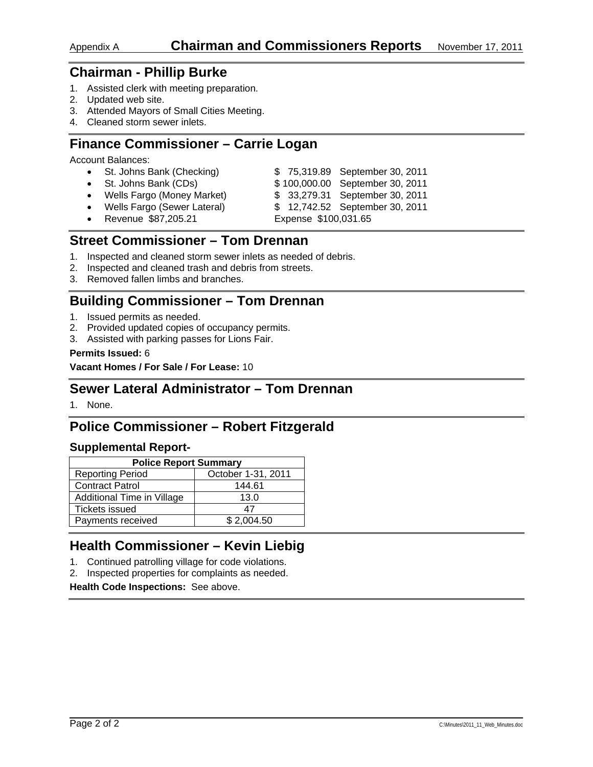Appendix A **Chairman and Commissioners Reports** November 17, 2011

## Chairman - Phillip Burke

1. Assisted clerk with meeting preparation.
2. Updated web site.
3. Attended Mayors of Small Cities Meeting.
4. Cleaned storm sewer inlets.

## Finance Commissioner – Carrie Logan

Account Balances:

- St. Johns Bank (Checking) $ 75,319.89 September 30, 2011
- St. Johns Bank (CDs) $ 100,000.00 September 30, 2011
- Wells Fargo (Money Market) $ 33,279.31 September 30, 2011
- Wells Fargo (Sewer Lateral) $ 12,742.52 September 30, 2011
- Revenue $87,205.21 Expense $100,031.65

## Street Commissioner – Tom Drennan

1. Inspected and cleaned storm sewer inlets as needed of debris.
2. Inspected and cleaned trash and debris from streets.
3. Removed fallen limbs and branches.

## Building Commissioner – Tom Drennan

1. Issued permits as needed.
2. Provided updated copies of occupancy permits.
3. Assisted with parking passes for Lions Fair.

**Permits Issued:** 6

**Vacant Homes / For Sale / For Lease:** 10

## Sewer Lateral Administrator – Tom Drennan

1. None.

## Police Commissioner – Robert Fitzgerald

### Supplemental Report-

| Police Report Summary | |
|---|---|
| Reporting Period | October 1-31, 2011 |
| Contract Patrol | 144.61 |
| Additional Time in Village | 13.0 |
| Tickets issued | 47 |
| Payments received | $ 2,004.50 |

## Health Commissioner – Kevin Liebig

1. Continued patrolling village for code violations.
2. Inspected properties for complaints as needed.

**Health Code Inspections:** See above.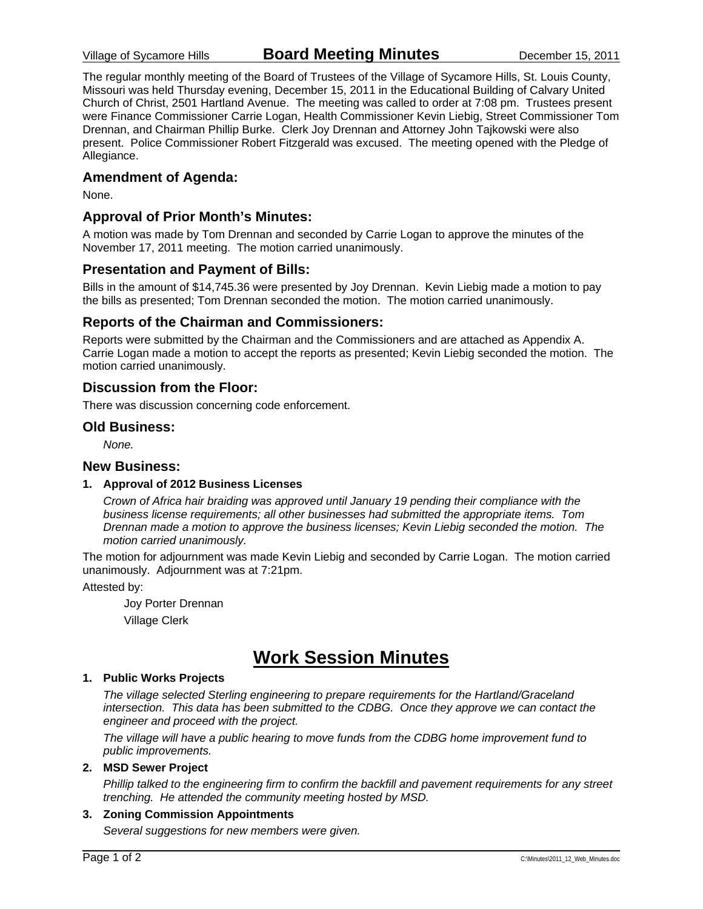# Board Meeting Minutes

Village of Sycamore Hills — December 15, 2011

The regular monthly meeting of the Board of Trustees of the Village of Sycamore Hills, St. Louis County, Missouri was held Thursday evening, December 15, 2011 in the Educational Building of Calvary United Church of Christ, 2501 Hartland Avenue. The meeting was called to order at 7:08 pm. Trustees present were Finance Commissioner Carrie Logan, Health Commissioner Kevin Liebig, Street Commissioner Tom Drennan, and Chairman Phillip Burke. Clerk Joy Drennan and Attorney John Tajkowski were also present. Police Commissioner Robert Fitzgerald was excused. The meeting opened with the Pledge of Allegiance.

## Amendment of Agenda:

None.

## Approval of Prior Month's Minutes:

A motion was made by Tom Drennan and seconded by Carrie Logan to approve the minutes of the November 17, 2011 meeting. The motion carried unanimously.

## Presentation and Payment of Bills:

Bills in the amount of $14,745.36 were presented by Joy Drennan. Kevin Liebig made a motion to pay the bills as presented; Tom Drennan seconded the motion. The motion carried unanimously.

## Reports of the Chairman and Commissioners:

Reports were submitted by the Chairman and the Commissioners and are attached as Appendix A. Carrie Logan made a motion to accept the reports as presented; Kevin Liebig seconded the motion. The motion carried unanimously.

## Discussion from the Floor:

There was discussion concerning code enforcement.

## Old Business:

*None.*

## New Business:

1. **Approval of 2012 Business Licenses**

   *Crown of Africa hair braiding was approved until January 19 pending their compliance with the business license requirements; all other businesses had submitted the appropriate items. Tom Drennan made a motion to approve the business licenses; Kevin Liebig seconded the motion. The motion carried unanimously.*

The motion for adjournment was made Kevin Liebig and seconded by Carrie Logan. The motion carried unanimously. Adjournment was at 7:21pm.

Attested by:

Joy Porter Drennan
Village Clerk

# Work Session Minutes

1. **Public Works Projects**

   *The village selected Sterling engineering to prepare requirements for the Hartland/Graceland intersection. This data has been submitted to the CDBG. Once they approve we can contact the engineer and proceed with the project.*

   *The village will have a public hearing to move funds from the CDBG home improvement fund to public improvements.*

2. **MSD Sewer Project**

   *Phillip talked to the engineering firm to confirm the backfill and pavement requirements for any street trenching. He attended the community meeting hosted by MSD.*

3. **Zoning Commission Appointments**

   *Several suggestions for new members were given.*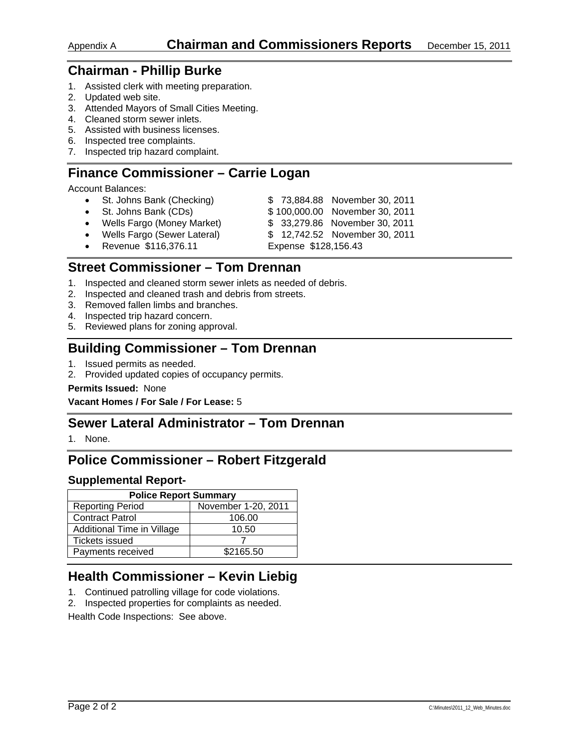# Chairman and Commissioners Reports

Appendix A — December 15, 2011

## Chairman - Phillip Burke

1. Assisted clerk with meeting preparation.
2. Updated web site.
3. Attended Mayors of Small Cities Meeting.
4. Cleaned storm sewer inlets.
5. Assisted with business licenses.
6. Inspected tree complaints.
7. Inspected trip hazard complaint.

## Finance Commissioner – Carrie Logan

Account Balances:

- St. Johns Bank (Checking) — $ 73,884.88 November 30, 2011
- St. Johns Bank (CDs) — $ 100,000.00 November 30, 2011
- Wells Fargo (Money Market) — $ 33,279.86 November 30, 2011
- Wells Fargo (Sewer Lateral) — $ 12,742.52 November 30, 2011
- Revenue $116,376.11 — Expense $128,156.43

## Street Commissioner – Tom Drennan

1. Inspected and cleaned storm sewer inlets as needed of debris.
2. Inspected and cleaned trash and debris from streets.
3. Removed fallen limbs and branches.
4. Inspected trip hazard concern.
5. Reviewed plans for zoning approval.

## Building Commissioner – Tom Drennan

1. Issued permits as needed.
2. Provided updated copies of occupancy permits.

**Permits Issued:** None

**Vacant Homes / For Sale / For Lease:** 5

## Sewer Lateral Administrator – Tom Drennan

1. None.

## Police Commissioner – Robert Fitzgerald

### Supplemental Report-

| Police Report Summary | |
|---|---|
| Reporting Period | November 1-20, 2011 |
| Contract Patrol | 106.00 |
| Additional Time in Village | 10.50 |
| Tickets issued | 7 |
| Payments received | $2165.50 |

## Health Commissioner – Kevin Liebig

1. Continued patrolling village for code violations.
2. Inspected properties for complaints as needed.

Health Code Inspections: See above.